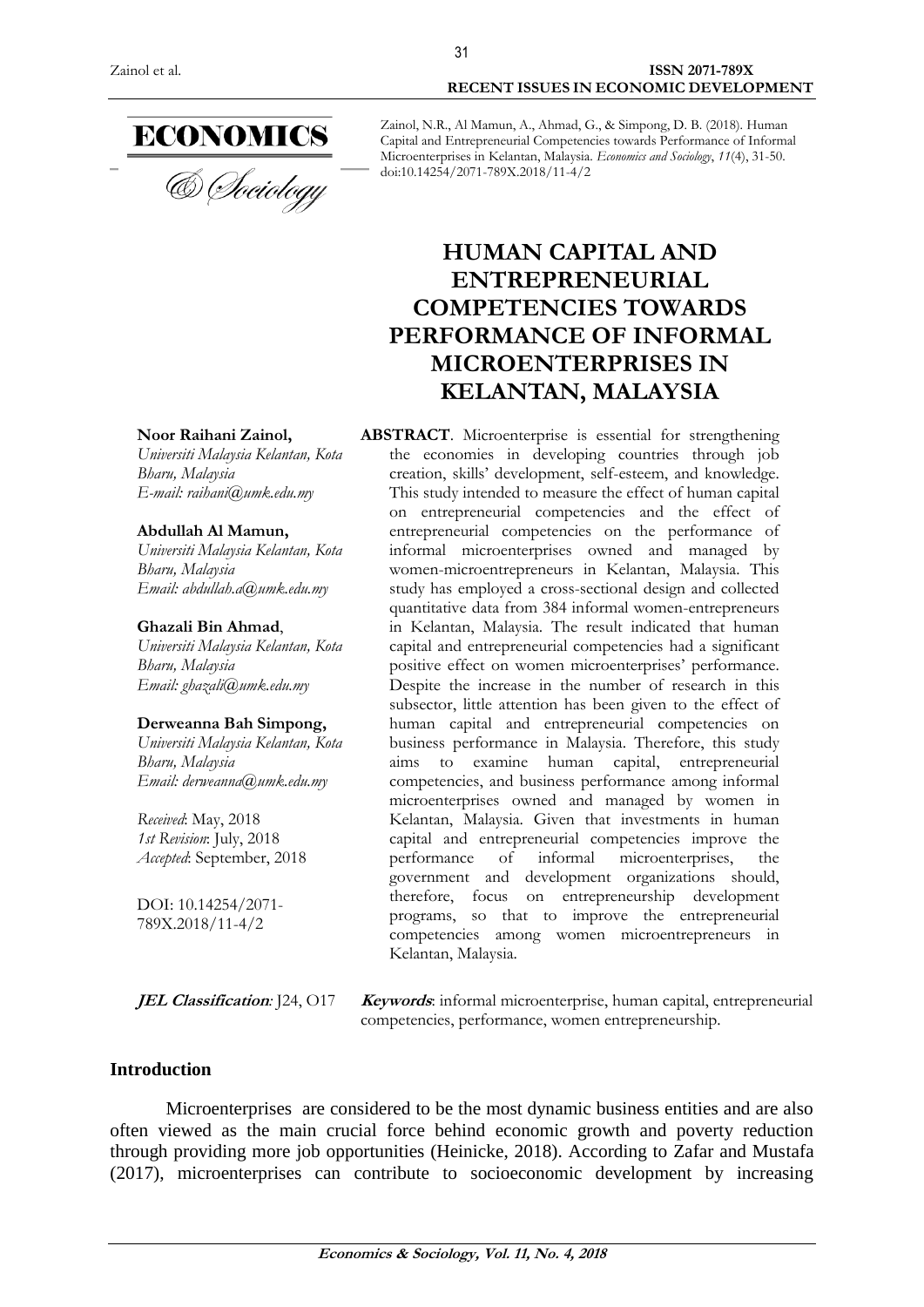Zainol, N.R., Al Mamun, A., Ahmad, G., & Simpong, D. B. (2018). Human Capital and Entrepreneurial Competencies towards Performance of Informal Microenterprises in Kelantan, Malaysia. *Economics and Sociology*, *11*(4), 31-50. doi:10.14254/2071-789X.2018/11-4/2

# HUMAN CAPITAL AND ENTREPRENEURIAL COMPETENCIES TOWARDS PERFORMANCE OF INFORMAL MICROENTERPRISES IN KELANTAN, MALAYSIA

**Noor Raihani Zainol,**
*Universiti Malaysia Kelantan, Kota Bharu, Malaysia*
*E-mail: raihani@umk.edu.my*

**Abdullah Al Mamun,**
*Universiti Malaysia Kelantan, Kota Bharu, Malaysia*
*Email: abdullah.a@umk.edu.my*

**Ghazali Bin Ahmad**,
*Universiti Malaysia Kelantan, Kota Bharu, Malaysia*
*Email: ghazali@umk.edu.my*

**Derweanna Bah Simpong,**
*Universiti Malaysia Kelantan, Kota Bharu, Malaysia*
*Email: derweanna@umk.edu.my*

*Received*: May, 2018
*1st Revision*: July, 2018
*Accepted*: September, 2018

DOI: 10.14254/2071-789X.2018/11-4/2

**ABSTRACT**. Microenterprise is essential for strengthening the economies in developing countries through job creation, skills' development, self-esteem, and knowledge. This study intended to measure the effect of human capital on entrepreneurial competencies and the effect of entrepreneurial competencies on the performance of informal microenterprises owned and managed by women-microentrepreneurs in Kelantan, Malaysia. This study has employed a cross-sectional design and collected quantitative data from 384 informal women-entrepreneurs in Kelantan, Malaysia. The result indicated that human capital and entrepreneurial competencies had a significant positive effect on women microenterprises' performance. Despite the increase in the number of research in this subsector, little attention has been given to the effect of human capital and entrepreneurial competencies on business performance in Malaysia. Therefore, this study aims to examine human capital, entrepreneurial competencies, and business performance among informal microenterprises owned and managed by women in Kelantan, Malaysia. Given that investments in human capital and entrepreneurial competencies improve the performance of informal microenterprises, the government and development organizations should, therefore, focus on entrepreneurship development programs, so that to improve the entrepreneurial competencies among women microentrepreneurs in Kelantan, Malaysia.

***JEL Classification**:* J24, O17

***Keywords***: informal microenterprise, human capital, entrepreneurial competencies, performance, women entrepreneurship.

## Introduction

Microenterprises are considered to be the most dynamic business entities and are also often viewed as the main crucial force behind economic growth and poverty reduction through providing more job opportunities (Heinicke, 2018). According to Zafar and Mustafa (2017), microenterprises can contribute to socioeconomic development by increasing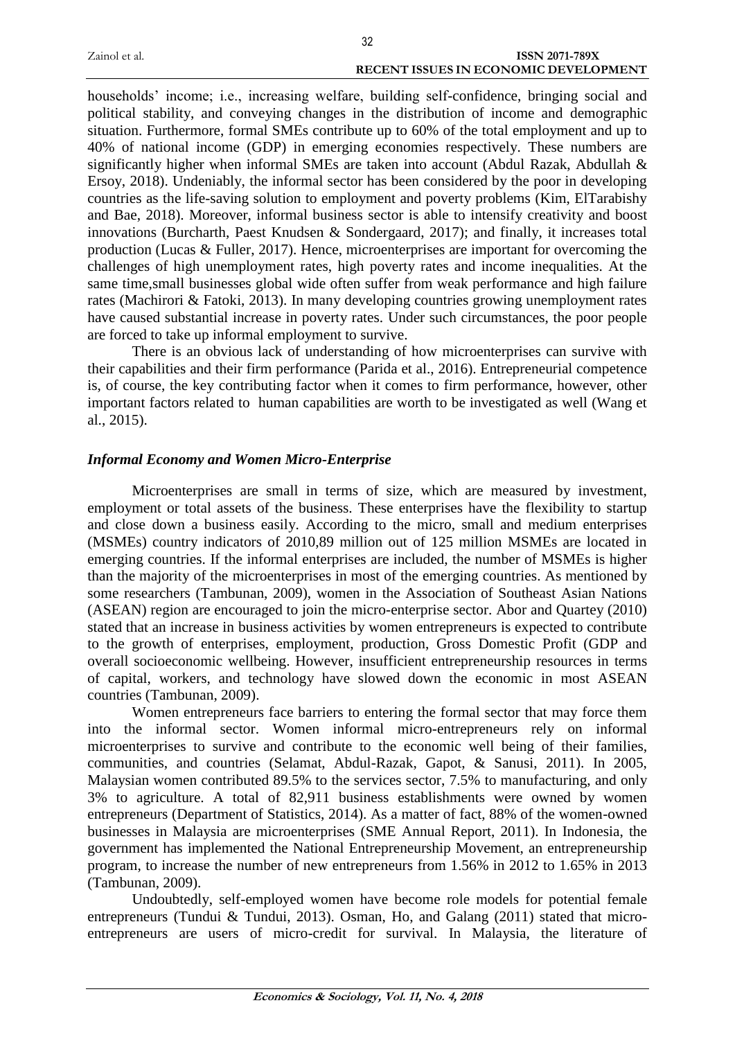households' income; i.e., increasing welfare, building self-confidence, bringing social and political stability, and conveying changes in the distribution of income and demographic situation. Furthermore, formal SMEs contribute up to 60% of the total employment and up to 40% of national income (GDP) in emerging economies respectively. These numbers are significantly higher when informal SMEs are taken into account (Abdul Razak, Abdullah & Ersoy, 2018). Undeniably, the informal sector has been considered by the poor in developing countries as the life-saving solution to employment and poverty problems (Kim, ElTarabishy and Bae, 2018). Moreover, informal business sector is able to intensify creativity and boost innovations (Burcharth, Paest Knudsen & Sondergaard, 2017); and finally, it increases total production (Lucas & Fuller, 2017). Hence, microenterprises are important for overcoming the challenges of high unemployment rates, high poverty rates and income inequalities. At the same time,small businesses global wide often suffer from weak performance and high failure rates (Machirori & Fatoki, 2013). In many developing countries growing unemployment rates have caused substantial increase in poverty rates. Under such circumstances, the poor people are forced to take up informal employment to survive.

There is an obvious lack of understanding of how microenterprises can survive with their capabilities and their firm performance (Parida et al., 2016). Entrepreneurial competence is, of course, the key contributing factor when it comes to firm performance, however, other important factors related to human capabilities are worth to be investigated as well (Wang et al., 2015).

### *Informal Economy and Women Micro-Enterprise*

Microenterprises are small in terms of size, which are measured by investment, employment or total assets of the business. These enterprises have the flexibility to startup and close down a business easily. According to the micro, small and medium enterprises (MSMEs) country indicators of 2010,89 million out of 125 million MSMEs are located in emerging countries. If the informal enterprises are included, the number of MSMEs is higher than the majority of the microenterprises in most of the emerging countries. As mentioned by some researchers (Tambunan, 2009), women in the Association of Southeast Asian Nations (ASEAN) region are encouraged to join the micro-enterprise sector. Abor and Quartey (2010) stated that an increase in business activities by women entrepreneurs is expected to contribute to the growth of enterprises, employment, production, Gross Domestic Profit (GDP and overall socioeconomic wellbeing. However, insufficient entrepreneurship resources in terms of capital, workers, and technology have slowed down the economic in most ASEAN countries (Tambunan, 2009).

Women entrepreneurs face barriers to entering the formal sector that may force them into the informal sector. Women informal micro-entrepreneurs rely on informal microenterprises to survive and contribute to the economic well being of their families, communities, and countries (Selamat, Abdul-Razak, Gapot, & Sanusi, 2011). In 2005, Malaysian women contributed 89.5% to the services sector, 7.5% to manufacturing, and only 3% to agriculture. A total of 82,911 business establishments were owned by women entrepreneurs (Department of Statistics, 2014). As a matter of fact, 88% of the women-owned businesses in Malaysia are microenterprises (SME Annual Report, 2011). In Indonesia, the government has implemented the National Entrepreneurship Movement, an entrepreneurship program, to increase the number of new entrepreneurs from 1.56% in 2012 to 1.65% in 2013 (Tambunan, 2009).

Undoubtedly, self-employed women have become role models for potential female entrepreneurs (Tundui & Tundui, 2013). Osman, Ho, and Galang (2011) stated that micro-entrepreneurs are users of micro-credit for survival. In Malaysia, the literature of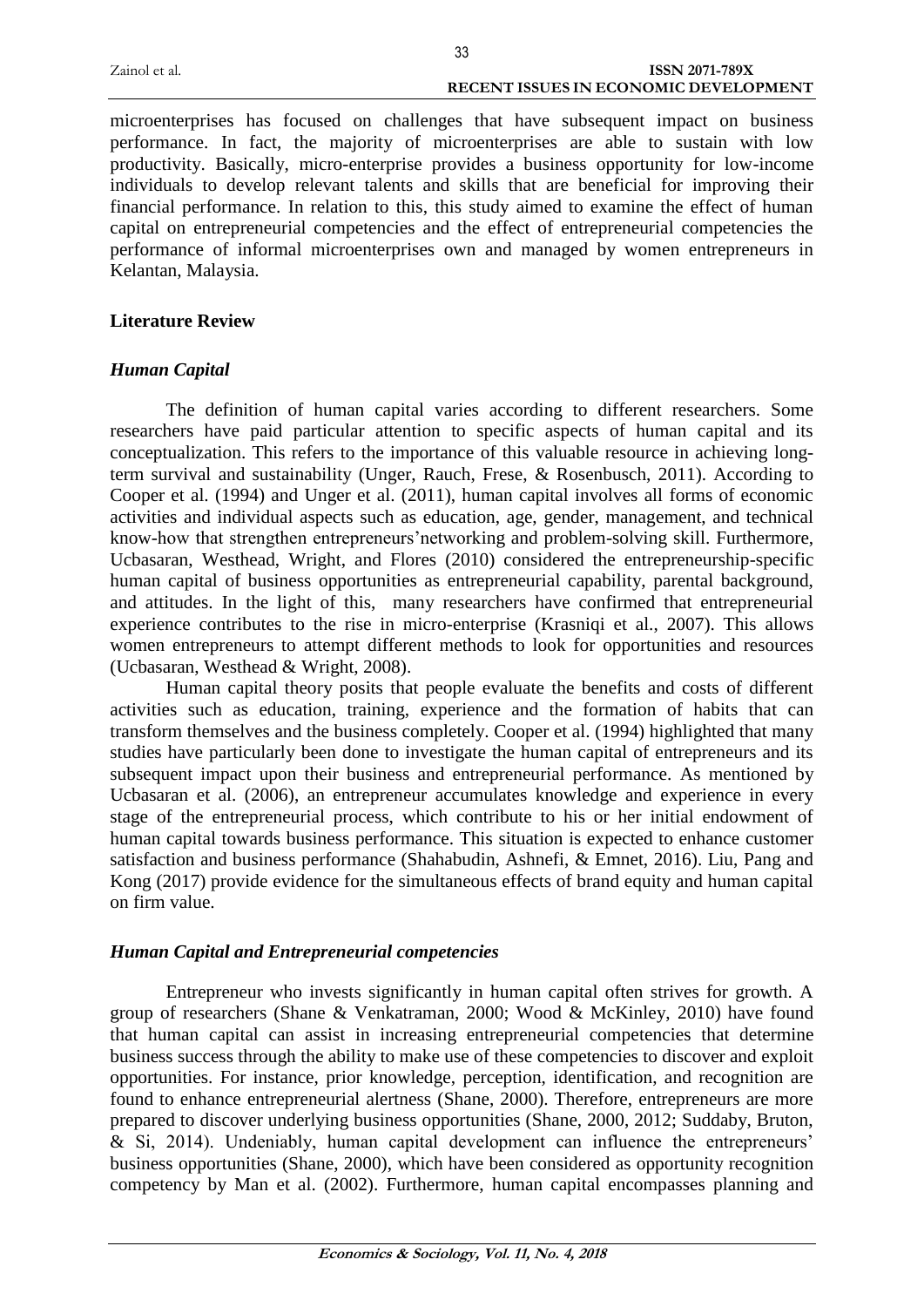microenterprises has focused on challenges that have subsequent impact on business performance. In fact, the majority of microenterprises are able to sustain with low productivity. Basically, micro-enterprise provides a business opportunity for low-income individuals to develop relevant talents and skills that are beneficial for improving their financial performance. In relation to this, this study aimed to examine the effect of human capital on entrepreneurial competencies and the effect of entrepreneurial competencies the performance of informal microenterprises own and managed by women entrepreneurs in Kelantan, Malaysia.

## Literature Review

### *Human Capital*

The definition of human capital varies according to different researchers. Some researchers have paid particular attention to specific aspects of human capital and its conceptualization. This refers to the importance of this valuable resource in achieving long-term survival and sustainability (Unger, Rauch, Frese, & Rosenbusch, 2011). According to Cooper et al. (1994) and Unger et al. (2011), human capital involves all forms of economic activities and individual aspects such as education, age, gender, management, and technical know-how that strengthen entrepreneurs'networking and problem-solving skill. Furthermore, Ucbasaran, Westhead, Wright, and Flores (2010) considered the entrepreneurship-specific human capital of business opportunities as entrepreneurial capability, parental background, and attitudes. In the light of this, many researchers have confirmed that entrepreneurial experience contributes to the rise in micro-enterprise (Krasniqi et al., 2007). This allows women entrepreneurs to attempt different methods to look for opportunities and resources (Ucbasaran, Westhead & Wright, 2008).

Human capital theory posits that people evaluate the benefits and costs of different activities such as education, training, experience and the formation of habits that can transform themselves and the business completely. Cooper et al. (1994) highlighted that many studies have particularly been done to investigate the human capital of entrepreneurs and its subsequent impact upon their business and entrepreneurial performance. As mentioned by Ucbasaran et al. (2006), an entrepreneur accumulates knowledge and experience in every stage of the entrepreneurial process, which contribute to his or her initial endowment of human capital towards business performance. This situation is expected to enhance customer satisfaction and business performance (Shahabudin, Ashnefi, & Emnet, 2016). Liu, Pang and Kong (2017) provide evidence for the simultaneous effects of brand equity and human capital on firm value.

### *Human Capital and Entrepreneurial competencies*

Entrepreneur who invests significantly in human capital often strives for growth. A group of researchers (Shane & Venkatraman, 2000; Wood & McKinley, 2010) have found that human capital can assist in increasing entrepreneurial competencies that determine business success through the ability to make use of these competencies to discover and exploit opportunities. For instance, prior knowledge, perception, identification, and recognition are found to enhance entrepreneurial alertness (Shane, 2000). Therefore, entrepreneurs are more prepared to discover underlying business opportunities (Shane, 2000, 2012; Suddaby, Bruton, & Si, 2014). Undeniably, human capital development can influence the entrepreneurs' business opportunities (Shane, 2000), which have been considered as opportunity recognition competency by Man et al. (2002). Furthermore, human capital encompasses planning and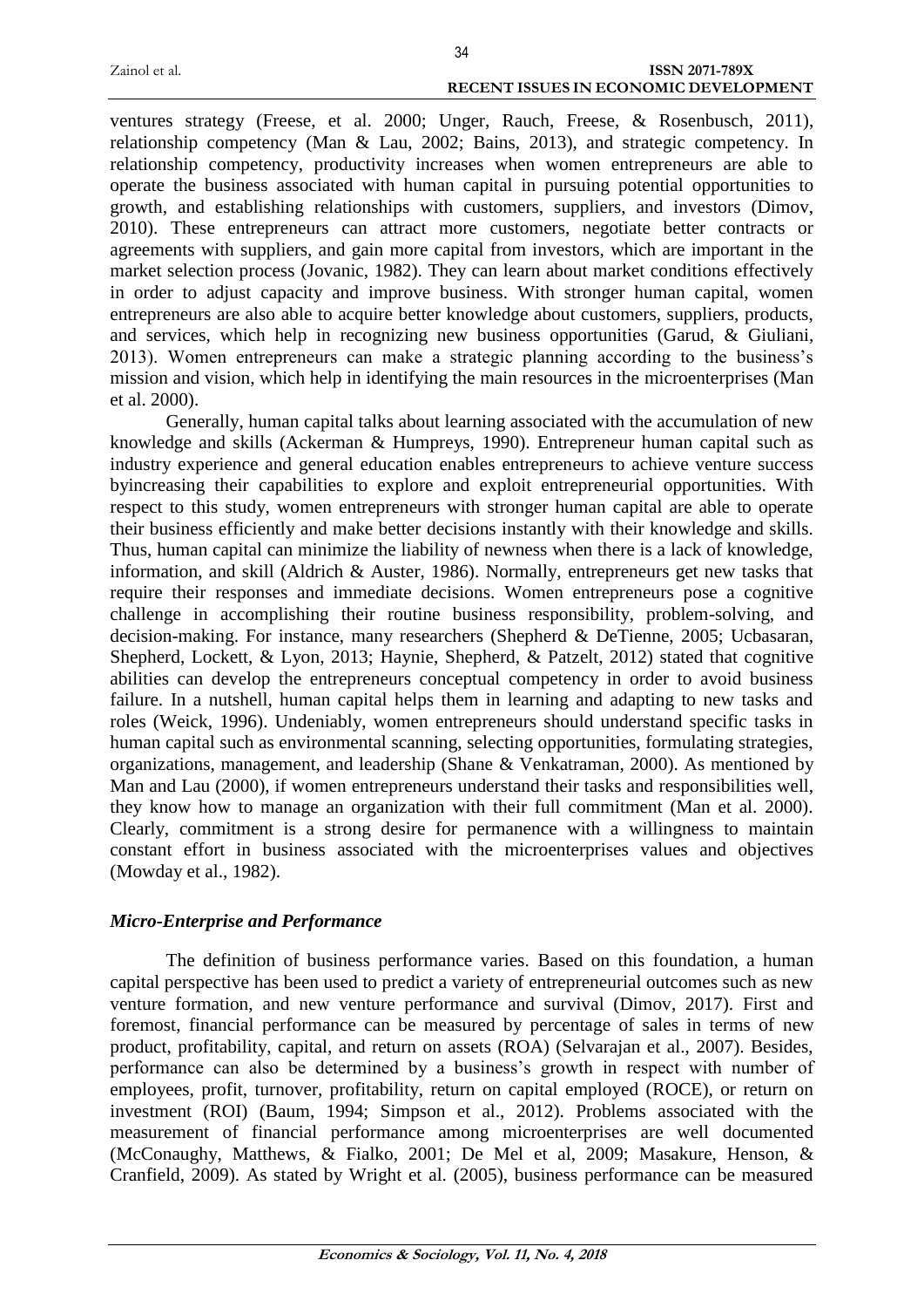ventures strategy (Freese, et al. 2000; Unger, Rauch, Freese, & Rosenbusch, 2011), relationship competency (Man & Lau, 2002; Bains, 2013), and strategic competency. In relationship competency, productivity increases when women entrepreneurs are able to operate the business associated with human capital in pursuing potential opportunities to growth, and establishing relationships with customers, suppliers, and investors (Dimov, 2010). These entrepreneurs can attract more customers, negotiate better contracts or agreements with suppliers, and gain more capital from investors, which are important in the market selection process (Jovanic, 1982). They can learn about market conditions effectively in order to adjust capacity and improve business. With stronger human capital, women entrepreneurs are also able to acquire better knowledge about customers, suppliers, products, and services, which help in recognizing new business opportunities (Garud, & Giuliani, 2013). Women entrepreneurs can make a strategic planning according to the business's mission and vision, which help in identifying the main resources in the microenterprises (Man et al. 2000).

Generally, human capital talks about learning associated with the accumulation of new knowledge and skills (Ackerman & Humpreys, 1990). Entrepreneur human capital such as industry experience and general education enables entrepreneurs to achieve venture success byincreasing their capabilities to explore and exploit entrepreneurial opportunities. With respect to this study, women entrepreneurs with stronger human capital are able to operate their business efficiently and make better decisions instantly with their knowledge and skills. Thus, human capital can minimize the liability of newness when there is a lack of knowledge, information, and skill (Aldrich & Auster, 1986). Normally, entrepreneurs get new tasks that require their responses and immediate decisions. Women entrepreneurs pose a cognitive challenge in accomplishing their routine business responsibility, problem-solving, and decision-making. For instance, many researchers (Shepherd & DeTienne, 2005; Ucbasaran, Shepherd, Lockett, & Lyon, 2013; Haynie, Shepherd, & Patzelt, 2012) stated that cognitive abilities can develop the entrepreneurs conceptual competency in order to avoid business failure. In a nutshell, human capital helps them in learning and adapting to new tasks and roles (Weick, 1996). Undeniably, women entrepreneurs should understand specific tasks in human capital such as environmental scanning, selecting opportunities, formulating strategies, organizations, management, and leadership (Shane & Venkatraman, 2000). As mentioned by Man and Lau (2000), if women entrepreneurs understand their tasks and responsibilities well, they know how to manage an organization with their full commitment (Man et al. 2000). Clearly, commitment is a strong desire for permanence with a willingness to maintain constant effort in business associated with the microenterprises values and objectives (Mowday et al., 1982).

### *Micro-Enterprise and Performance*

The definition of business performance varies. Based on this foundation, a human capital perspective has been used to predict a variety of entrepreneurial outcomes such as new venture formation, and new venture performance and survival (Dimov, 2017). First and foremost, financial performance can be measured by percentage of sales in terms of new product, profitability, capital, and return on assets (ROA) (Selvarajan et al., 2007). Besides, performance can also be determined by a business's growth in respect with number of employees, profit, turnover, profitability, return on capital employed (ROCE), or return on investment (ROI) (Baum, 1994; Simpson et al., 2012). Problems associated with the measurement of financial performance among microenterprises are well documented (McConaughy, Matthews, & Fialko, 2001; De Mel et al, 2009; Masakure, Henson, & Cranfield, 2009). As stated by Wright et al. (2005), business performance can be measured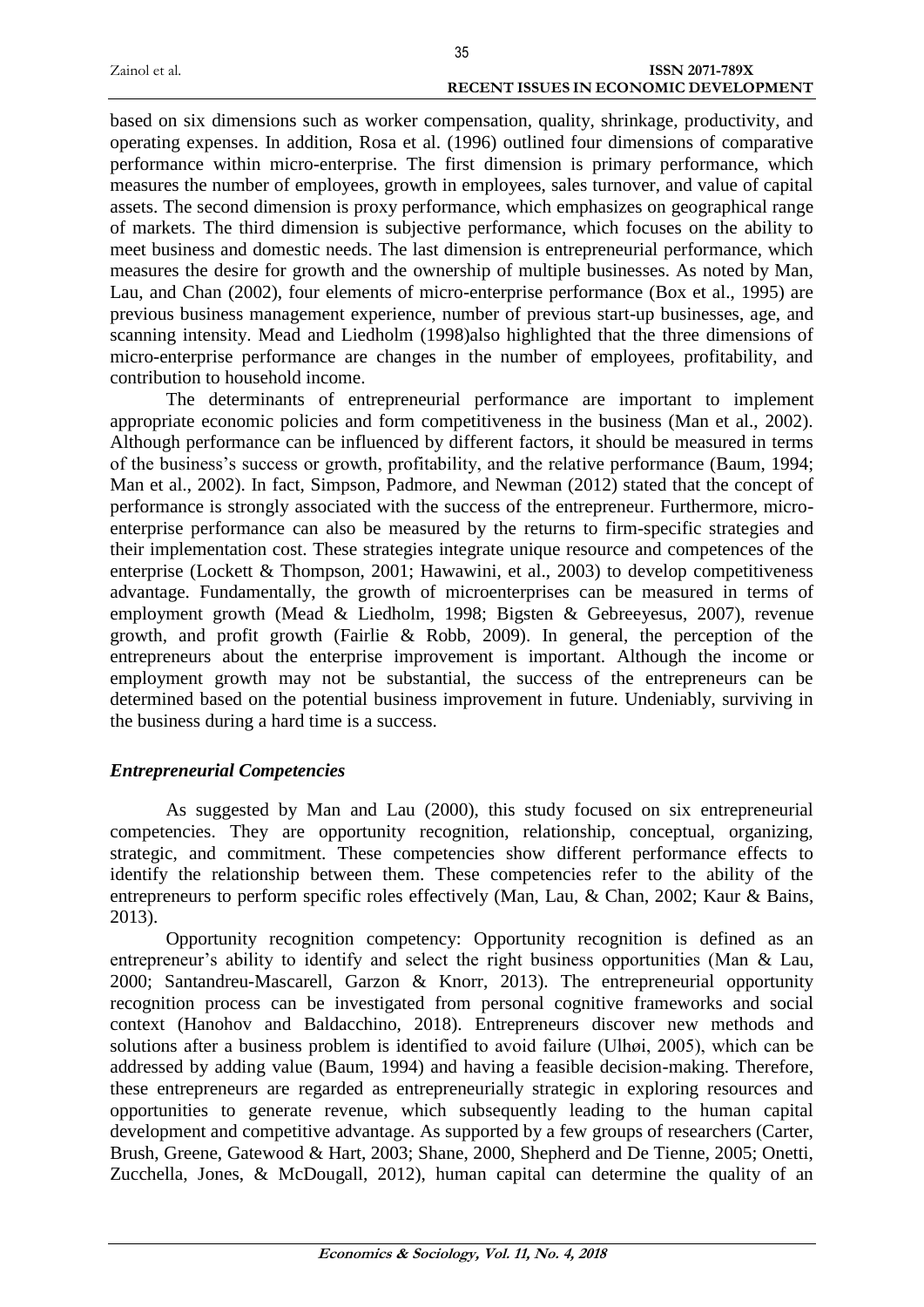based on six dimensions such as worker compensation, quality, shrinkage, productivity, and operating expenses. In addition, Rosa et al. (1996) outlined four dimensions of comparative performance within micro-enterprise. The first dimension is primary performance, which measures the number of employees, growth in employees, sales turnover, and value of capital assets. The second dimension is proxy performance, which emphasizes on geographical range of markets. The third dimension is subjective performance, which focuses on the ability to meet business and domestic needs. The last dimension is entrepreneurial performance, which measures the desire for growth and the ownership of multiple businesses. As noted by Man, Lau, and Chan (2002), four elements of micro-enterprise performance (Box et al., 1995) are previous business management experience, number of previous start-up businesses, age, and scanning intensity. Mead and Liedholm (1998)also highlighted that the three dimensions of micro-enterprise performance are changes in the number of employees, profitability, and contribution to household income.

The determinants of entrepreneurial performance are important to implement appropriate economic policies and form competitiveness in the business (Man et al., 2002). Although performance can be influenced by different factors, it should be measured in terms of the business's success or growth, profitability, and the relative performance (Baum, 1994; Man et al., 2002). In fact, Simpson, Padmore, and Newman (2012) stated that the concept of performance is strongly associated with the success of the entrepreneur. Furthermore, micro-enterprise performance can also be measured by the returns to firm-specific strategies and their implementation cost. These strategies integrate unique resource and competences of the enterprise (Lockett & Thompson, 2001; Hawawini, et al., 2003) to develop competitiveness advantage. Fundamentally, the growth of microenterprises can be measured in terms of employment growth (Mead & Liedholm, 1998; Bigsten & Gebreeyesus, 2007), revenue growth, and profit growth (Fairlie & Robb, 2009). In general, the perception of the entrepreneurs about the enterprise improvement is important. Although the income or employment growth may not be substantial, the success of the entrepreneurs can be determined based on the potential business improvement in future. Undeniably, surviving in the business during a hard time is a success.

### *Entrepreneurial Competencies*

As suggested by Man and Lau (2000), this study focused on six entrepreneurial competencies. They are opportunity recognition, relationship, conceptual, organizing, strategic, and commitment. These competencies show different performance effects to identify the relationship between them. These competencies refer to the ability of the entrepreneurs to perform specific roles effectively (Man, Lau, & Chan, 2002; Kaur & Bains, 2013).

Opportunity recognition competency: Opportunity recognition is defined as an entrepreneur's ability to identify and select the right business opportunities (Man & Lau, 2000; Santandreu-Mascarell, Garzon & Knorr, 2013). The entrepreneurial opportunity recognition process can be investigated from personal cognitive frameworks and social context (Hanohov and Baldacchino, 2018). Entrepreneurs discover new methods and solutions after a business problem is identified to avoid failure (Ulhøi, 2005), which can be addressed by adding value (Baum, 1994) and having a feasible decision-making. Therefore, these entrepreneurs are regarded as entrepreneurially strategic in exploring resources and opportunities to generate revenue, which subsequently leading to the human capital development and competitive advantage. As supported by a few groups of researchers (Carter, Brush, Greene, Gatewood & Hart, 2003; Shane, 2000, Shepherd and De Tienne, 2005; Onetti, Zucchella, Jones, & McDougall, 2012), human capital can determine the quality of an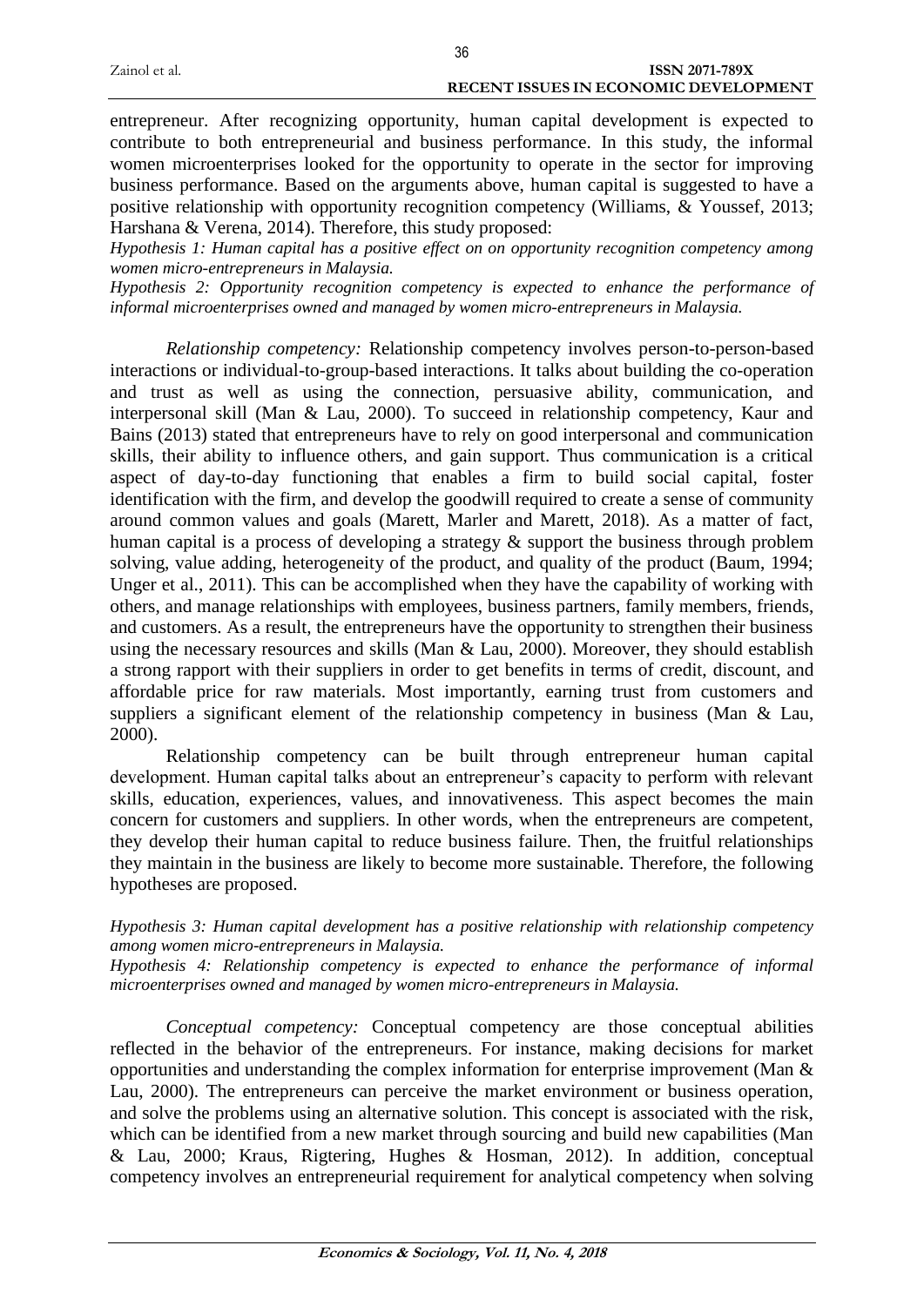entrepreneur. After recognizing opportunity, human capital development is expected to contribute to both entrepreneurial and business performance. In this study, the informal women microenterprises looked for the opportunity to operate in the sector for improving business performance. Based on the arguments above, human capital is suggested to have a positive relationship with opportunity recognition competency (Williams, & Youssef, 2013; Harshana & Verena, 2014). Therefore, this study proposed:

*Hypothesis 1: Human capital has a positive effect on on opportunity recognition competency among women micro-entrepreneurs in Malaysia.*

*Hypothesis 2: Opportunity recognition competency is expected to enhance the performance of informal microenterprises owned and managed by women micro-entrepreneurs in Malaysia.*

*Relationship competency:* Relationship competency involves person-to-person-based interactions or individual-to-group-based interactions. It talks about building the co-operation and trust as well as using the connection, persuasive ability, communication, and interpersonal skill (Man & Lau, 2000). To succeed in relationship competency, Kaur and Bains (2013) stated that entrepreneurs have to rely on good interpersonal and communication skills, their ability to influence others, and gain support. Thus communication is a critical aspect of day-to-day functioning that enables a firm to build social capital, foster identification with the firm, and develop the goodwill required to create a sense of community around common values and goals (Marett, Marler and Marett, 2018). As a matter of fact, human capital is a process of developing a strategy & support the business through problem solving, value adding, heterogeneity of the product, and quality of the product (Baum, 1994; Unger et al., 2011). This can be accomplished when they have the capability of working with others, and manage relationships with employees, business partners, family members, friends, and customers. As a result, the entrepreneurs have the opportunity to strengthen their business using the necessary resources and skills (Man & Lau, 2000). Moreover, they should establish a strong rapport with their suppliers in order to get benefits in terms of credit, discount, and affordable price for raw materials. Most importantly, earning trust from customers and suppliers a significant element of the relationship competency in business (Man & Lau, 2000).

Relationship competency can be built through entrepreneur human capital development. Human capital talks about an entrepreneur's capacity to perform with relevant skills, education, experiences, values, and innovativeness. This aspect becomes the main concern for customers and suppliers. In other words, when the entrepreneurs are competent, they develop their human capital to reduce business failure. Then, the fruitful relationships they maintain in the business are likely to become more sustainable. Therefore, the following hypotheses are proposed.

*Hypothesis 3: Human capital development has a positive relationship with relationship competency among women micro-entrepreneurs in Malaysia.*

*Hypothesis 4: Relationship competency is expected to enhance the performance of informal microenterprises owned and managed by women micro-entrepreneurs in Malaysia.*

*Conceptual competency:* Conceptual competency are those conceptual abilities reflected in the behavior of the entrepreneurs. For instance, making decisions for market opportunities and understanding the complex information for enterprise improvement (Man & Lau, 2000). The entrepreneurs can perceive the market environment or business operation, and solve the problems using an alternative solution. This concept is associated with the risk, which can be identified from a new market through sourcing and build new capabilities (Man & Lau, 2000; Kraus, Rigtering, Hughes & Hosman, 2012). In addition, conceptual competency involves an entrepreneurial requirement for analytical competency when solving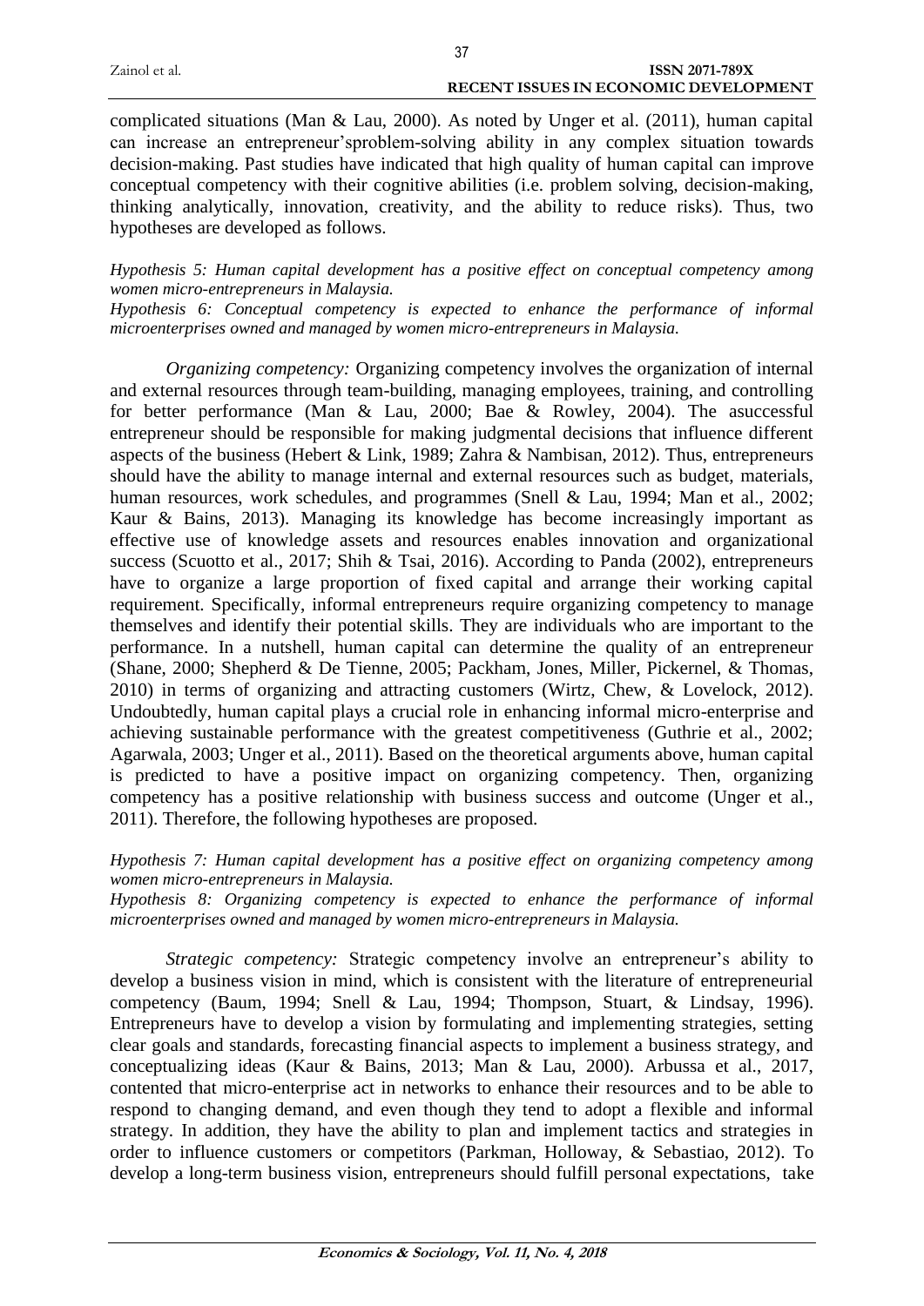complicated situations (Man & Lau, 2000). As noted by Unger et al. (2011), human capital can increase an entrepreneur'sproblem-solving ability in any complex situation towards decision-making. Past studies have indicated that high quality of human capital can improve conceptual competency with their cognitive abilities (i.e. problem solving, decision-making, thinking analytically, innovation, creativity, and the ability to reduce risks). Thus, two hypotheses are developed as follows.

*Hypothesis 5: Human capital development has a positive effect on conceptual competency among women micro-entrepreneurs in Malaysia.*
*Hypothesis 6: Conceptual competency is expected to enhance the performance of informal microenterprises owned and managed by women micro-entrepreneurs in Malaysia.*

*Organizing competency:* Organizing competency involves the organization of internal and external resources through team-building, managing employees, training, and controlling for better performance (Man & Lau, 2000; Bae & Rowley, 2004). The asuccessful entrepreneur should be responsible for making judgmental decisions that influence different aspects of the business (Hebert & Link, 1989; Zahra & Nambisan, 2012). Thus, entrepreneurs should have the ability to manage internal and external resources such as budget, materials, human resources, work schedules, and programmes (Snell & Lau, 1994; Man et al., 2002; Kaur & Bains, 2013). Managing its knowledge has become increasingly important as effective use of knowledge assets and resources enables innovation and organizational success (Scuotto et al., 2017; Shih & Tsai, 2016). According to Panda (2002), entrepreneurs have to organize a large proportion of fixed capital and arrange their working capital requirement. Specifically, informal entrepreneurs require organizing competency to manage themselves and identify their potential skills. They are individuals who are important to the performance. In a nutshell, human capital can determine the quality of an entrepreneur (Shane, 2000; Shepherd & De Tienne, 2005; Packham, Jones, Miller, Pickernel, & Thomas, 2010) in terms of organizing and attracting customers (Wirtz, Chew, & Lovelock, 2012). Undoubtedly, human capital plays a crucial role in enhancing informal micro-enterprise and achieving sustainable performance with the greatest competitiveness (Guthrie et al., 2002; Agarwala, 2003; Unger et al., 2011). Based on the theoretical arguments above, human capital is predicted to have a positive impact on organizing competency. Then, organizing competency has a positive relationship with business success and outcome (Unger et al., 2011). Therefore, the following hypotheses are proposed.

*Hypothesis 7: Human capital development has a positive effect on organizing competency among women micro-entrepreneurs in Malaysia.*
*Hypothesis 8: Organizing competency is expected to enhance the performance of informal microenterprises owned and managed by women micro-entrepreneurs in Malaysia.*

*Strategic competency:* Strategic competency involve an entrepreneur's ability to develop a business vision in mind, which is consistent with the literature of entrepreneurial competency (Baum, 1994; Snell & Lau, 1994; Thompson, Stuart, & Lindsay, 1996). Entrepreneurs have to develop a vision by formulating and implementing strategies, setting clear goals and standards, forecasting financial aspects to implement a business strategy, and conceptualizing ideas (Kaur & Bains, 2013; Man & Lau, 2000). Arbussa et al., 2017, contented that micro-enterprise act in networks to enhance their resources and to be able to respond to changing demand, and even though they tend to adopt a flexible and informal strategy. In addition, they have the ability to plan and implement tactics and strategies in order to influence customers or competitors (Parkman, Holloway, & Sebastiao, 2012). To develop a long-term business vision, entrepreneurs should fulfill personal expectations, take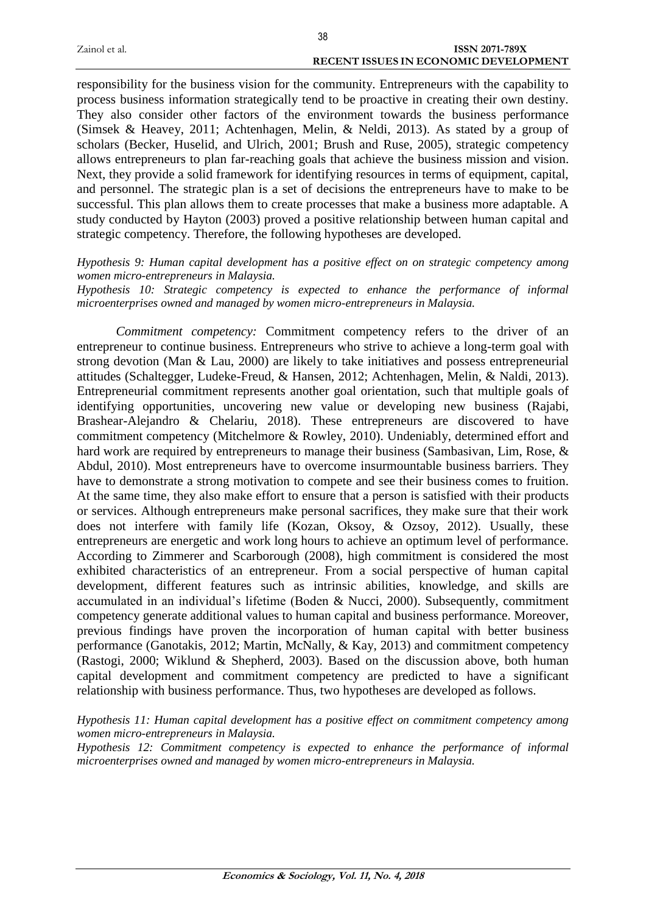responsibility for the business vision for the community. Entrepreneurs with the capability to process business information strategically tend to be proactive in creating their own destiny. They also consider other factors of the environment towards the business performance (Simsek & Heavey, 2011; Achtenhagen, Melin, & Neldi, 2013). As stated by a group of scholars (Becker, Huselid, and Ulrich, 2001; Brush and Ruse, 2005), strategic competency allows entrepreneurs to plan far-reaching goals that achieve the business mission and vision. Next, they provide a solid framework for identifying resources in terms of equipment, capital, and personnel. The strategic plan is a set of decisions the entrepreneurs have to make to be successful. This plan allows them to create processes that make a business more adaptable. A study conducted by Hayton (2003) proved a positive relationship between human capital and strategic competency. Therefore, the following hypotheses are developed.

*Hypothesis 9: Human capital development has a positive effect on on strategic competency among women micro-entrepreneurs in Malaysia.*

*Hypothesis 10: Strategic competency is expected to enhance the performance of informal microenterprises owned and managed by women micro-entrepreneurs in Malaysia.*

*Commitment competency:* Commitment competency refers to the driver of an entrepreneur to continue business. Entrepreneurs who strive to achieve a long-term goal with strong devotion (Man & Lau, 2000) are likely to take initiatives and possess entrepreneurial attitudes (Schaltegger, Ludeke-Freud, & Hansen, 2012; Achtenhagen, Melin, & Naldi, 2013). Entrepreneurial commitment represents another goal orientation, such that multiple goals of identifying opportunities, uncovering new value or developing new business (Rajabi, Brashear-Alejandro & Chelariu, 2018). These entrepreneurs are discovered to have commitment competency (Mitchelmore & Rowley, 2010). Undeniably, determined effort and hard work are required by entrepreneurs to manage their business (Sambasivan, Lim, Rose, & Abdul, 2010). Most entrepreneurs have to overcome insurmountable business barriers. They have to demonstrate a strong motivation to compete and see their business comes to fruition. At the same time, they also make effort to ensure that a person is satisfied with their products or services. Although entrepreneurs make personal sacrifices, they make sure that their work does not interfere with family life (Kozan, Oksoy, & Ozsoy, 2012). Usually, these entrepreneurs are energetic and work long hours to achieve an optimum level of performance. According to Zimmerer and Scarborough (2008), high commitment is considered the most exhibited characteristics of an entrepreneur. From a social perspective of human capital development, different features such as intrinsic abilities, knowledge, and skills are accumulated in an individual's lifetime (Boden & Nucci, 2000). Subsequently, commitment competency generate additional values to human capital and business performance. Moreover, previous findings have proven the incorporation of human capital with better business performance (Ganotakis, 2012; Martin, McNally, & Kay, 2013) and commitment competency (Rastogi, 2000; Wiklund & Shepherd, 2003). Based on the discussion above, both human capital development and commitment competency are predicted to have a significant relationship with business performance. Thus, two hypotheses are developed as follows.

*Hypothesis 11: Human capital development has a positive effect on commitment competency among women micro-entrepreneurs in Malaysia.*

*Hypothesis 12: Commitment competency is expected to enhance the performance of informal microenterprises owned and managed by women micro-entrepreneurs in Malaysia.*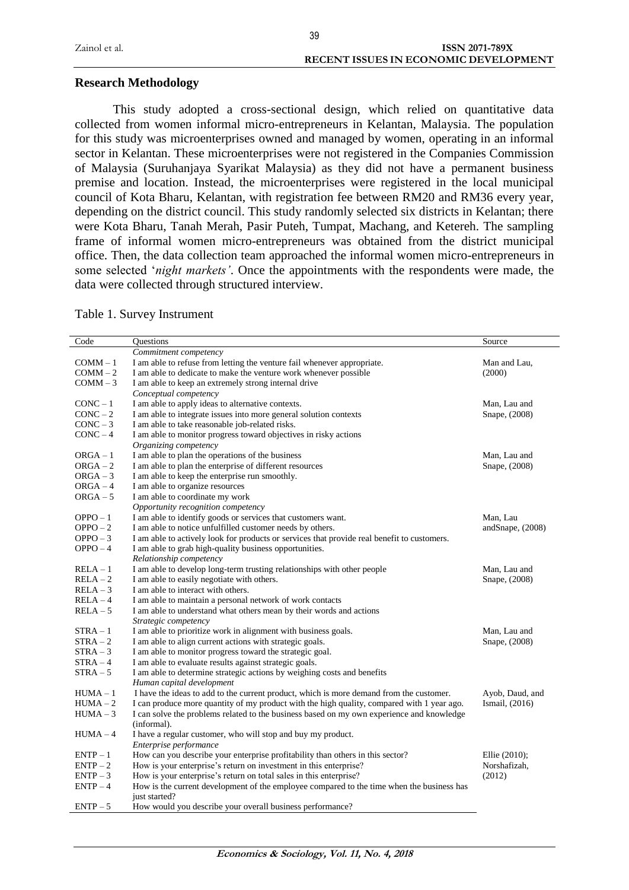## Research Methodology

This study adopted a cross-sectional design, which relied on quantitative data collected from women informal micro-entrepreneurs in Kelantan, Malaysia. The population for this study was microenterprises owned and managed by women, operating in an informal sector in Kelantan. These microenterprises were not registered in the Companies Commission of Malaysia (Suruhanjaya Syarikat Malaysia) as they did not have a permanent business premise and location. Instead, the microenterprises were registered in the local municipal council of Kota Bharu, Kelantan, with registration fee between RM20 and RM36 every year, depending on the district council. This study randomly selected six districts in Kelantan; there were Kota Bharu, Tanah Merah, Pasir Puteh, Tumpat, Machang, and Ketereh. The sampling frame of informal women micro-entrepreneurs was obtained from the district municipal office. Then, the data collection team approached the informal women micro-entrepreneurs in some selected '*night markets'*. Once the appointments with the respondents were made, the data were collected through structured interview.

Table 1. Survey Instrument

| Code | Questions | Source |
|---|---|---|
| | *Commitment competency* | |
| COMM – 1 | I am able to refuse from letting the venture fail whenever appropriate. | Man and Lau, |
| COMM – 2 | I am able to dedicate to make the venture work whenever possible | (2000) |
| COMM – 3 | I am able to keep an extremely strong internal drive | |
| | *Conceptual competency* | |
| CONC – 1 | I am able to apply ideas to alternative contexts. | Man, Lau and |
| CONC – 2 | I am able to integrate issues into more general solution contexts | Snape, (2008) |
| CONC – 3 | I am able to take reasonable job-related risks. | |
| CONC – 4 | I am able to monitor progress toward objectives in risky actions | |
| | *Organizing competency* | |
| ORGA – 1 | I am able to plan the operations of the business | Man, Lau and |
| ORGA – 2 | I am able to plan the enterprise of different resources | Snape, (2008) |
| ORGA – 3 | I am able to keep the enterprise run smoothly. | |
| ORGA – 4 | I am able to organize resources | |
| ORGA – 5 | I am able to coordinate my work | |
| | *Opportunity recognition competency* | |
| OPPO – 1 | I am able to identify goods or services that customers want. | Man, Lau |
| OPPO – 2 | I am able to notice unfulfilled customer needs by others. | andSnape, (2008) |
| OPPO – 3 | I am able to actively look for products or services that provide real benefit to customers. | |
| OPPO – 4 | I am able to grab high-quality business opportunities. | |
| | *Relationship competency* | |
| RELA – 1 | I am able to develop long-term trusting relationships with other people | Man, Lau and |
| RELA – 2 | I am able to easily negotiate with others. | Snape, (2008) |
| RELA – 3 | I am able to interact with others. | |
| RELA – 4 | I am able to maintain a personal network of work contacts | |
| RELA – 5 | I am able to understand what others mean by their words and actions | |
| | *Strategic competency* | |
| STRA – 1 | I am able to prioritize work in alignment with business goals. | Man, Lau and |
| STRA – 2 | I am able to align current actions with strategic goals. | Snape, (2008) |
| STRA – 3 | I am able to monitor progress toward the strategic goal. | |
| STRA – 4 | I am able to evaluate results against strategic goals. | |
| STRA – 5 | I am able to determine strategic actions by weighing costs and benefits | |
| | *Human capital development* | |
| HUMA – 1 | I have the ideas to add to the current product, which is more demand from the customer. | Ayob, Daud, and |
| HUMA – 2 | I can produce more quantity of my product with the high quality, compared with 1 year ago. | Ismail, (2016) |
| HUMA – 3 | I can solve the problems related to the business based on my own experience and knowledge (informal). | |
| HUMA – 4 | I have a regular customer, who will stop and buy my product. | |
| | *Enterprise performance* | |
| ENTP – 1 | How can you describe your enterprise profitability than others in this sector? | Ellie (2010); |
| ENTP – 2 | How is your enterprise's return on investment in this enterprise? | Norshafizah, |
| ENTP – 3 | How is your enterprise's return on total sales in this enterprise? | (2012) |
| ENTP – 4 | How is the current development of the employee compared to the time when the business has just started? | |
| ENTP – 5 | How would you describe your overall business performance? | |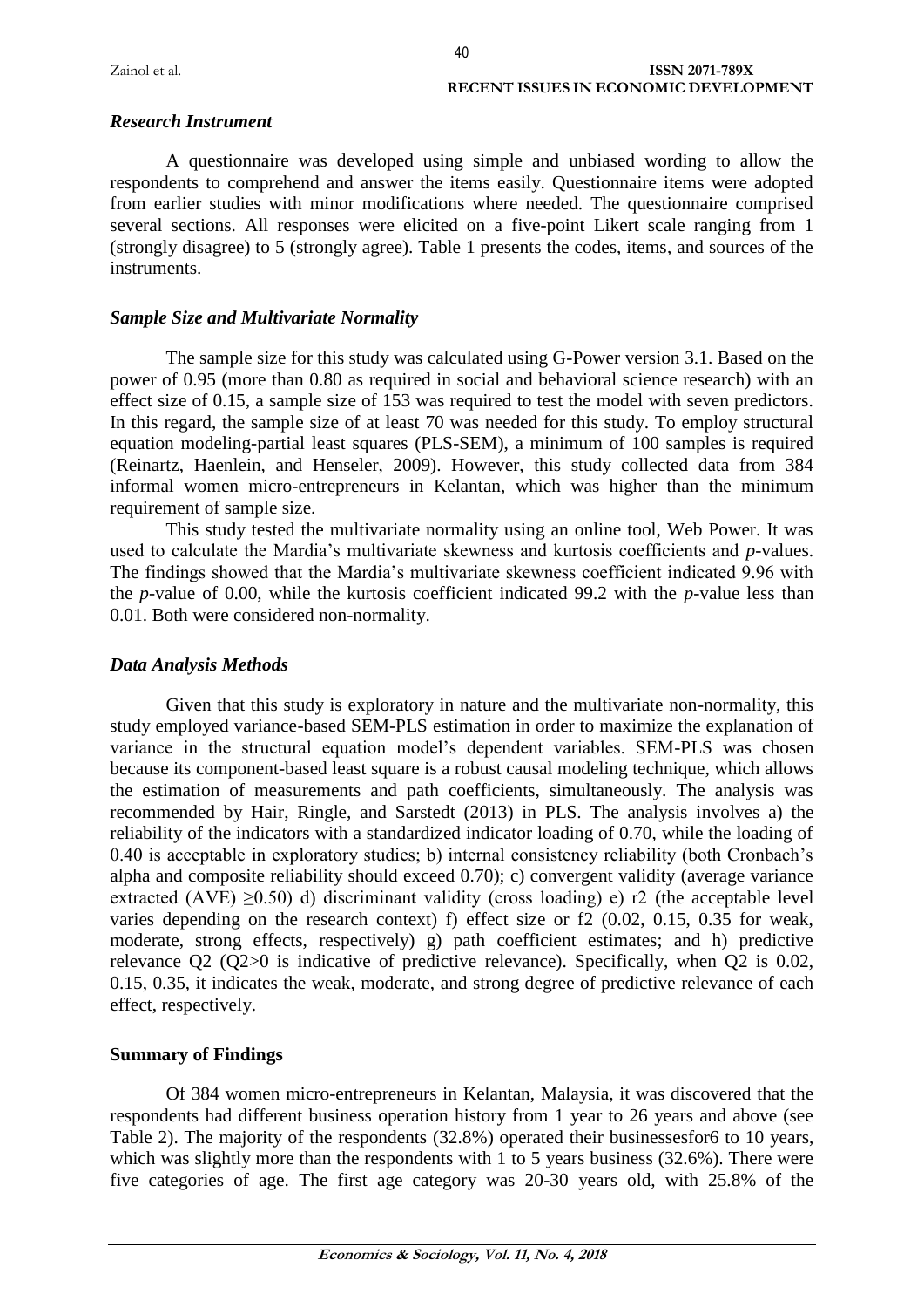### *Research Instrument*

A questionnaire was developed using simple and unbiased wording to allow the respondents to comprehend and answer the items easily. Questionnaire items were adopted from earlier studies with minor modifications where needed. The questionnaire comprised several sections. All responses were elicited on a five-point Likert scale ranging from 1 (strongly disagree) to 5 (strongly agree). Table 1 presents the codes, items, and sources of the instruments.

### *Sample Size and Multivariate Normality*

The sample size for this study was calculated using G-Power version 3.1. Based on the power of 0.95 (more than 0.80 as required in social and behavioral science research) with an effect size of 0.15, a sample size of 153 was required to test the model with seven predictors. In this regard, the sample size of at least 70 was needed for this study. To employ structural equation modeling-partial least squares (PLS-SEM), a minimum of 100 samples is required (Reinartz, Haenlein, and Henseler, 2009). However, this study collected data from 384 informal women micro-entrepreneurs in Kelantan, which was higher than the minimum requirement of sample size.

This study tested the multivariate normality using an online tool, Web Power. It was used to calculate the Mardia's multivariate skewness and kurtosis coefficients and *p*-values. The findings showed that the Mardia's multivariate skewness coefficient indicated 9.96 with the *p*-value of 0.00, while the kurtosis coefficient indicated 99.2 with the *p*-value less than 0.01. Both were considered non-normality.

### *Data Analysis Methods*

Given that this study is exploratory in nature and the multivariate non-normality, this study employed variance-based SEM-PLS estimation in order to maximize the explanation of variance in the structural equation model's dependent variables. SEM-PLS was chosen because its component-based least square is a robust causal modeling technique, which allows the estimation of measurements and path coefficients, simultaneously. The analysis was recommended by Hair, Ringle, and Sarstedt (2013) in PLS. The analysis involves a) the reliability of the indicators with a standardized indicator loading of 0.70, while the loading of 0.40 is acceptable in exploratory studies; b) internal consistency reliability (both Cronbach's alpha and composite reliability should exceed 0.70); c) convergent validity (average variance extracted (AVE) $\geq$0.50) d) discriminant validity (cross loading) e) r2 (the acceptable level varies depending on the research context) f) effect size or f2 (0.02, 0.15, 0.35 for weak, moderate, strong effects, respectively) g) path coefficient estimates; and h) predictive relevance Q2 (Q2>0 is indicative of predictive relevance). Specifically, when Q2 is 0.02, 0.15, 0.35, it indicates the weak, moderate, and strong degree of predictive relevance of each effect, respectively.

## **Summary of Findings**

Of 384 women micro-entrepreneurs in Kelantan, Malaysia, it was discovered that the respondents had different business operation history from 1 year to 26 years and above (see Table 2). The majority of the respondents (32.8%) operated their businessesfor6 to 10 years, which was slightly more than the respondents with 1 to 5 years business (32.6%). There were five categories of age. The first age category was 20-30 years old, with 25.8% of the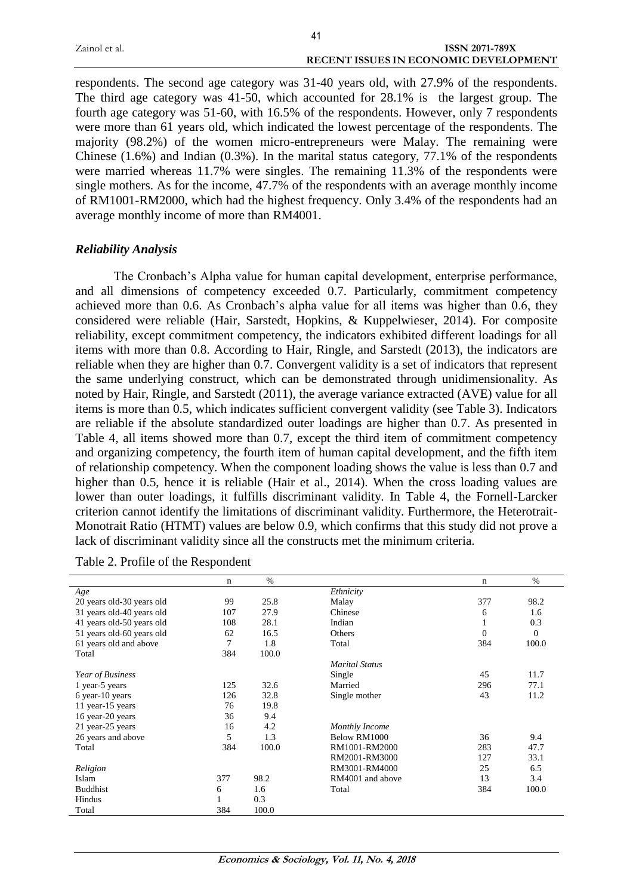respondents. The second age category was 31-40 years old, with 27.9% of the respondents. The third age category was 41-50, which accounted for 28.1% is the largest group. The fourth age category was 51-60, with 16.5% of the respondents. However, only 7 respondents were more than 61 years old, which indicated the lowest percentage of the respondents. The majority (98.2%) of the women micro-entrepreneurs were Malay. The remaining were Chinese (1.6%) and Indian (0.3%). In the marital status category, 77.1% of the respondents were married whereas 11.7% were singles. The remaining 11.3% of the respondents were single mothers. As for the income, 47.7% of the respondents with an average monthly income of RM1001-RM2000, which had the highest frequency. Only 3.4% of the respondents had an average monthly income of more than RM4001.

### *Reliability Analysis*

The Cronbach's Alpha value for human capital development, enterprise performance, and all dimensions of competency exceeded 0.7. Particularly, commitment competency achieved more than 0.6. As Cronbach's alpha value for all items was higher than 0.6, they considered were reliable (Hair, Sarstedt, Hopkins, & Kuppelwieser, 2014). For composite reliability, except commitment competency, the indicators exhibited different loadings for all items with more than 0.8. According to Hair, Ringle, and Sarstedt (2013), the indicators are reliable when they are higher than 0.7. Convergent validity is a set of indicators that represent the same underlying construct, which can be demonstrated through unidimensionality. As noted by Hair, Ringle, and Sarstedt (2011), the average variance extracted (AVE) value for all items is more than 0.5, which indicates sufficient convergent validity (see Table 3). Indicators are reliable if the absolute standardized outer loadings are higher than 0.7. As presented in Table 4, all items showed more than 0.7, except the third item of commitment competency and organizing competency, the fourth item of human capital development, and the fifth item of relationship competency. When the component loading shows the value is less than 0.7 and higher than 0.5, hence it is reliable (Hair et al., 2014). When the cross loading values are lower than outer loadings, it fulfills discriminant validity. In Table 4, the Fornell-Larcker criterion cannot identify the limitations of discriminant validity. Furthermore, the Heterotrait-Monotrait Ratio (HTMT) values are below 0.9, which confirms that this study did not prove a lack of discriminant validity since all the constructs met the minimum criteria.

Table 2. Profile of the Respondent

| | n | % | | n | % |
|---|---|---|---|---|---|
| *Age* | | | *Ethnicity* | | |
| 20 years old-30 years old | 99 | 25.8 | Malay | 377 | 98.2 |
| 31 years old-40 years old | 107 | 27.9 | Chinese | 6 | 1.6 |
| 41 years old-50 years old | 108 | 28.1 | Indian | 1 | 0.3 |
| 51 years old-60 years old | 62 | 16.5 | Others | 0 | 0 |
| 61 years old and above | 7 | 1.8 | Total | 384 | 100.0 |
| Total | 384 | 100.0 | | | |
| | | | *Marital Status* | | |
| *Year of Business* | | | Single | 45 | 11.7 |
| 1 year-5 years | 125 | 32.6 | Married | 296 | 77.1 |
| 6 year-10 years | 126 | 32.8 | Single mother | 43 | 11.2 |
| 11 year-15 years | 76 | 19.8 | | | |
| 16 year-20 years | 36 | 9.4 | | | |
| 21 year-25 years | 16 | 4.2 | *Monthly Income* | | |
| 26 years and above | 5 | 1.3 | Below RM1000 | 36 | 9.4 |
| Total | 384 | 100.0 | RM1001-RM2000 | 283 | 47.7 |
| | | | RM2001-RM3000 | 127 | 33.1 |
| *Religion* | | | RM3001-RM4000 | 25 | 6.5 |
| Islam | 377 | 98.2 | RM4001 and above | 13 | 3.4 |
| Buddhist | 6 | 1.6 | Total | 384 | 100.0 |
| Hindus | 1 | 0.3 | | | |
| Total | 384 | 100.0 | | | |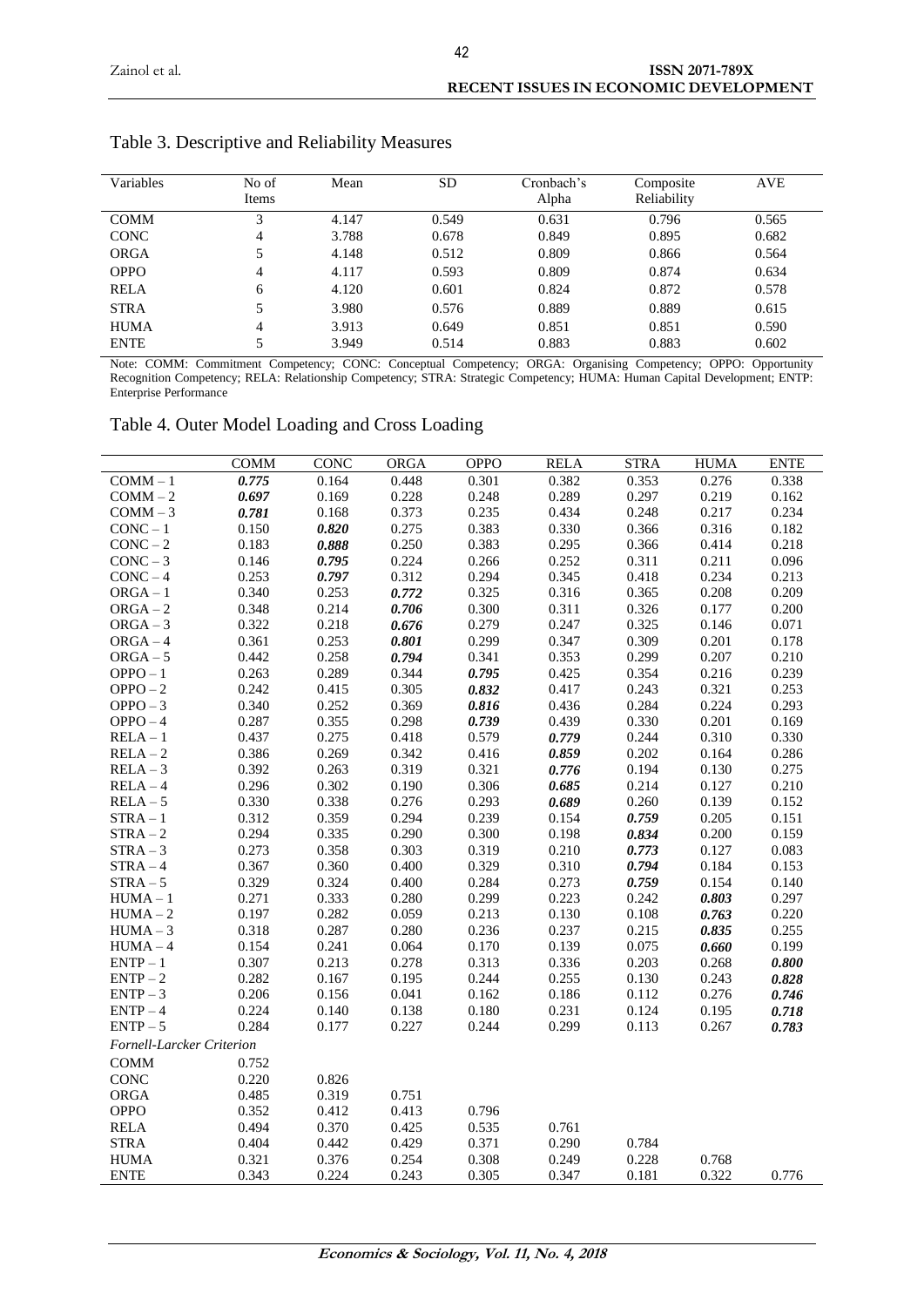Table 3. Descriptive and Reliability Measures

| Variables | No of Items | Mean | SD | Cronbach's Alpha | Composite Reliability | AVE |
|---|---|---|---|---|---|---|
| COMM | 3 | 4.147 | 0.549 | 0.631 | 0.796 | 0.565 |
| CONC | 4 | 3.788 | 0.678 | 0.849 | 0.895 | 0.682 |
| ORGA | 5 | 4.148 | 0.512 | 0.809 | 0.866 | 0.564 |
| OPPO | 4 | 4.117 | 0.593 | 0.809 | 0.874 | 0.634 |
| RELA | 6 | 4.120 | 0.601 | 0.824 | 0.872 | 0.578 |
| STRA | 5 | 3.980 | 0.576 | 0.889 | 0.889 | 0.615 |
| HUMA | 4 | 3.913 | 0.649 | 0.851 | 0.851 | 0.590 |
| ENTE | 5 | 3.949 | 0.514 | 0.883 | 0.883 | 0.602 |

Note: COMM: Commitment Competency; CONC: Conceptual Competency; ORGA: Organising Competency; OPPO: Opportunity Recognition Competency; RELA: Relationship Competency; STRA: Strategic Competency; HUMA: Human Capital Development; ENTP: Enterprise Performance

Table 4. Outer Model Loading and Cross Loading

| | COMM | CONC | ORGA | OPPO | RELA | STRA | HUMA | ENTE |
|---|---|---|---|---|---|---|---|---|
| COMM – 1 | ***0.775*** | 0.164 | 0.448 | 0.301 | 0.382 | 0.353 | 0.276 | 0.338 |
| COMM – 2 | ***0.697*** | 0.169 | 0.228 | 0.248 | 0.289 | 0.297 | 0.219 | 0.162 |
| COMM – 3 | ***0.781*** | 0.168 | 0.373 | 0.235 | 0.434 | 0.248 | 0.217 | 0.234 |
| CONC – 1 | 0.150 | ***0.820*** | 0.275 | 0.383 | 0.330 | 0.366 | 0.316 | 0.182 |
| CONC – 2 | 0.183 | ***0.888*** | 0.250 | 0.383 | 0.295 | 0.366 | 0.414 | 0.218 |
| CONC – 3 | 0.146 | ***0.795*** | 0.224 | 0.266 | 0.252 | 0.311 | 0.211 | 0.096 |
| CONC – 4 | 0.253 | ***0.797*** | 0.312 | 0.294 | 0.345 | 0.418 | 0.234 | 0.213 |
| ORGA – 1 | 0.340 | 0.253 | ***0.772*** | 0.325 | 0.316 | 0.365 | 0.208 | 0.209 |
| ORGA – 2 | 0.348 | 0.214 | ***0.706*** | 0.300 | 0.311 | 0.326 | 0.177 | 0.200 |
| ORGA – 3 | 0.322 | 0.218 | ***0.676*** | 0.279 | 0.247 | 0.325 | 0.146 | 0.071 |
| ORGA – 4 | 0.361 | 0.253 | ***0.801*** | 0.299 | 0.347 | 0.309 | 0.201 | 0.178 |
| ORGA – 5 | 0.442 | 0.258 | ***0.794*** | 0.341 | 0.353 | 0.299 | 0.207 | 0.210 |
| OPPO – 1 | 0.263 | 0.289 | 0.344 | ***0.795*** | 0.425 | 0.354 | 0.216 | 0.239 |
| OPPO – 2 | 0.242 | 0.415 | 0.305 | ***0.832*** | 0.417 | 0.243 | 0.321 | 0.253 |
| OPPO – 3 | 0.340 | 0.252 | 0.369 | ***0.816*** | 0.436 | 0.284 | 0.224 | 0.293 |
| OPPO – 4 | 0.287 | 0.355 | 0.298 | ***0.739*** | 0.439 | 0.330 | 0.201 | 0.169 |
| RELA – 1 | 0.437 | 0.275 | 0.418 | 0.579 | ***0.779*** | 0.244 | 0.310 | 0.330 |
| RELA – 2 | 0.386 | 0.269 | 0.342 | 0.416 | ***0.859*** | 0.202 | 0.164 | 0.286 |
| RELA – 3 | 0.392 | 0.263 | 0.319 | 0.321 | ***0.776*** | 0.194 | 0.130 | 0.275 |
| RELA – 4 | 0.296 | 0.302 | 0.190 | 0.306 | ***0.685*** | 0.214 | 0.127 | 0.210 |
| RELA – 5 | 0.330 | 0.338 | 0.276 | 0.293 | ***0.689*** | 0.260 | 0.139 | 0.152 |
| STRA – 1 | 0.312 | 0.359 | 0.294 | 0.239 | 0.154 | ***0.759*** | 0.205 | 0.151 |
| STRA – 2 | 0.294 | 0.335 | 0.290 | 0.300 | 0.198 | ***0.834*** | 0.200 | 0.159 |
| STRA – 3 | 0.273 | 0.358 | 0.303 | 0.319 | 0.210 | ***0.773*** | 0.127 | 0.083 |
| STRA – 4 | 0.367 | 0.360 | 0.400 | 0.329 | 0.310 | ***0.794*** | 0.184 | 0.153 |
| STRA – 5 | 0.329 | 0.324 | 0.400 | 0.284 | 0.273 | ***0.759*** | 0.154 | 0.140 |
| HUMA – 1 | 0.271 | 0.333 | 0.280 | 0.299 | 0.223 | 0.242 | ***0.803*** | 0.297 |
| HUMA – 2 | 0.197 | 0.282 | 0.059 | 0.213 | 0.130 | 0.108 | ***0.763*** | 0.220 |
| HUMA – 3 | 0.318 | 0.287 | 0.280 | 0.236 | 0.237 | 0.215 | ***0.835*** | 0.255 |
| HUMA – 4 | 0.154 | 0.241 | 0.064 | 0.170 | 0.139 | 0.075 | ***0.660*** | 0.199 |
| ENTP – 1 | 0.307 | 0.213 | 0.278 | 0.313 | 0.336 | 0.203 | 0.268 | ***0.800*** |
| ENTP – 2 | 0.282 | 0.167 | 0.195 | 0.244 | 0.255 | 0.130 | 0.243 | ***0.828*** |
| ENTP – 3 | 0.206 | 0.156 | 0.041 | 0.162 | 0.186 | 0.112 | 0.276 | ***0.746*** |
| ENTP – 4 | 0.224 | 0.140 | 0.138 | 0.180 | 0.231 | 0.124 | 0.195 | ***0.718*** |
| ENTP – 5 | 0.284 | 0.177 | 0.227 | 0.244 | 0.299 | 0.113 | 0.267 | ***0.783*** |
| *Fornell-Larcker Criterion* | | | | | | | | |
| COMM | 0.752 | | | | | | | |
| CONC | 0.220 | 0.826 | | | | | | |
| ORGA | 0.485 | 0.319 | 0.751 | | | | | |
| OPPO | 0.352 | 0.412 | 0.413 | 0.796 | | | | |
| RELA | 0.494 | 0.370 | 0.425 | 0.535 | 0.761 | | | |
| STRA | 0.404 | 0.442 | 0.429 | 0.371 | 0.290 | 0.784 | | |
| HUMA | 0.321 | 0.376 | 0.254 | 0.308 | 0.249 | 0.228 | 0.768 | |
| ENTE | 0.343 | 0.224 | 0.243 | 0.305 | 0.347 | 0.181 | 0.322 | 0.776 |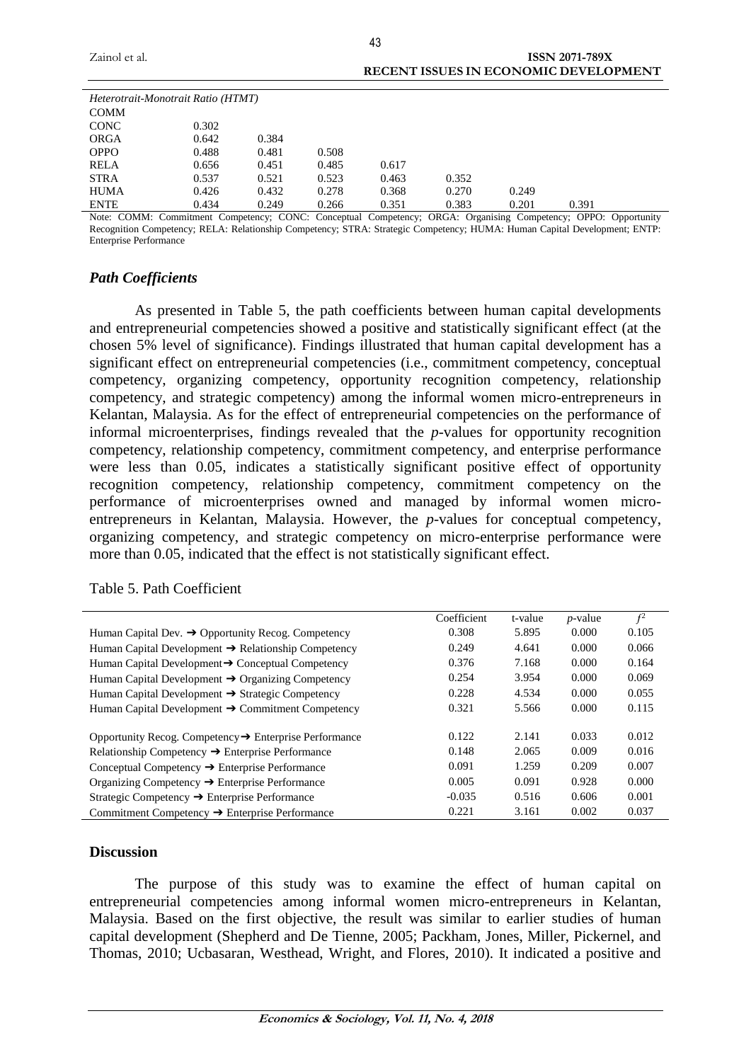| *Heterotrait-Monotrait Ratio (HTMT)* | | | | | | | |
|---|---|---|---|---|---|---|---|
| COMM | | | | | | | |
| CONC | 0.302 | | | | | | |
| ORGA | 0.642 | 0.384 | | | | | |
| OPPO | 0.488 | 0.481 | 0.508 | | | | |
| RELA | 0.656 | 0.451 | 0.485 | 0.617 | | | |
| STRA | 0.537 | 0.521 | 0.523 | 0.463 | 0.352 | | |
| HUMA | 0.426 | 0.432 | 0.278 | 0.368 | 0.270 | 0.249 | |
| ENTE | 0.434 | 0.249 | 0.266 | 0.351 | 0.383 | 0.201 | 0.391 |

Note: COMM: Commitment Competency; CONC: Conceptual Competency; ORGA: Organising Competency; OPPO: Opportunity Recognition Competency; RELA: Relationship Competency; STRA: Strategic Competency; HUMA: Human Capital Development; ENTP: Enterprise Performance

### *Path Coefficients*

As presented in Table 5, the path coefficients between human capital developments and entrepreneurial competencies showed a positive and statistically significant effect (at the chosen 5% level of significance). Findings illustrated that human capital development has a significant effect on entrepreneurial competencies (i.e., commitment competency, conceptual competency, organizing competency, opportunity recognition competency, relationship competency, and strategic competency) among the informal women micro-entrepreneurs in Kelantan, Malaysia. As for the effect of entrepreneurial competencies on the performance of informal microenterprises, findings revealed that the *p*-values for opportunity recognition competency, relationship competency, commitment competency, and enterprise performance were less than 0.05, indicates a statistically significant positive effect of opportunity recognition competency, relationship competency, commitment competency on the performance of microenterprises owned and managed by informal women micro-entrepreneurs in Kelantan, Malaysia. However, the *p*-values for conceptual competency, organizing competency, and strategic competency on micro-enterprise performance were more than 0.05, indicated that the effect is not statistically significant effect.

Table 5. Path Coefficient

| | Coefficient | t-value | *p*-value | $f^2$ |
|---|---|---|---|---|
| Human Capital Dev. ➔ Opportunity Recog. Competency | 0.308 | 5.895 | 0.000 | 0.105 |
| Human Capital Development ➔ Relationship Competency | 0.249 | 4.641 | 0.000 | 0.066 |
| Human Capital Development➔ Conceptual Competency | 0.376 | 7.168 | 0.000 | 0.164 |
| Human Capital Development ➔ Organizing Competency | 0.254 | 3.954 | 0.000 | 0.069 |
| Human Capital Development ➔ Strategic Competency | 0.228 | 4.534 | 0.000 | 0.055 |
| Human Capital Development ➔ Commitment Competency | 0.321 | 5.566 | 0.000 | 0.115 |
| Opportunity Recog. Competency➔ Enterprise Performance | 0.122 | 2.141 | 0.033 | 0.012 |
| Relationship Competency ➔ Enterprise Performance | 0.148 | 2.065 | 0.009 | 0.016 |
| Conceptual Competency ➔ Enterprise Performance | 0.091 | 1.259 | 0.209 | 0.007 |
| Organizing Competency ➔ Enterprise Performance | 0.005 | 0.091 | 0.928 | 0.000 |
| Strategic Competency ➔ Enterprise Performance | -0.035 | 0.516 | 0.606 | 0.001 |
| Commitment Competency ➔ Enterprise Performance | 0.221 | 3.161 | 0.002 | 0.037 |

## Discussion

The purpose of this study was to examine the effect of human capital on entrepreneurial competencies among informal women micro-entrepreneurs in Kelantan, Malaysia. Based on the first objective, the result was similar to earlier studies of human capital development (Shepherd and De Tienne, 2005; Packham, Jones, Miller, Pickernel, and Thomas, 2010; Ucbasaran, Westhead, Wright, and Flores, 2010). It indicated a positive and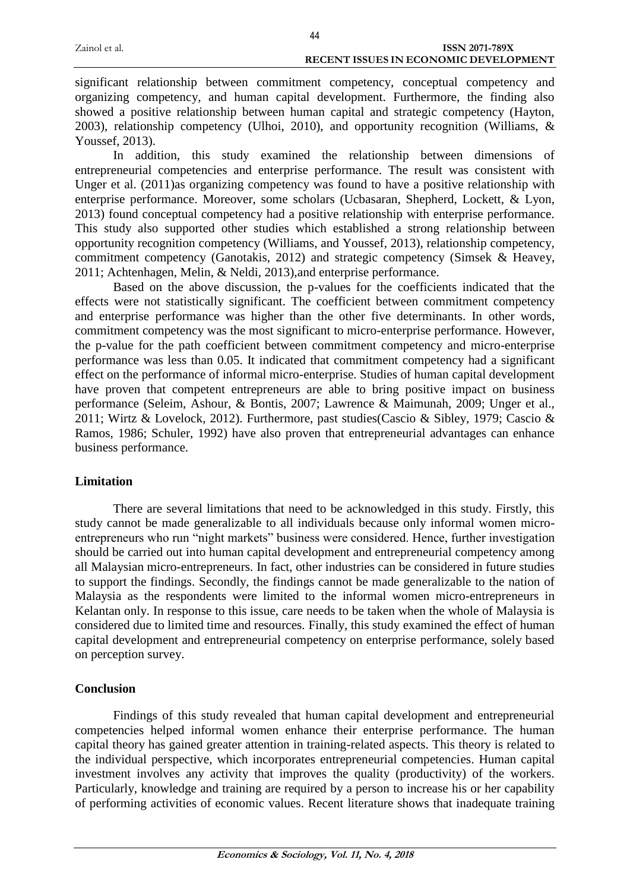significant relationship between commitment competency, conceptual competency and organizing competency, and human capital development. Furthermore, the finding also showed a positive relationship between human capital and strategic competency (Hayton, 2003), relationship competency (Ulhoi, 2010), and opportunity recognition (Williams, & Youssef, 2013).

In addition, this study examined the relationship between dimensions of entrepreneurial competencies and enterprise performance. The result was consistent with Unger et al. (2011)as organizing competency was found to have a positive relationship with enterprise performance. Moreover, some scholars (Ucbasaran, Shepherd, Lockett, & Lyon, 2013) found conceptual competency had a positive relationship with enterprise performance. This study also supported other studies which established a strong relationship between opportunity recognition competency (Williams, and Youssef, 2013), relationship competency, commitment competency (Ganotakis, 2012) and strategic competency (Simsek & Heavey, 2011; Achtenhagen, Melin, & Neldi, 2013),and enterprise performance.

Based on the above discussion, the p-values for the coefficients indicated that the effects were not statistically significant. The coefficient between commitment competency and enterprise performance was higher than the other five determinants. In other words, commitment competency was the most significant to micro-enterprise performance. However, the p-value for the path coefficient between commitment competency and micro-enterprise performance was less than 0.05. It indicated that commitment competency had a significant effect on the performance of informal micro-enterprise. Studies of human capital development have proven that competent entrepreneurs are able to bring positive impact on business performance (Seleim, Ashour, & Bontis, 2007; Lawrence & Maimunah, 2009; Unger et al., 2011; Wirtz & Lovelock, 2012). Furthermore, past studies(Cascio & Sibley, 1979; Cascio & Ramos, 1986; Schuler, 1992) have also proven that entrepreneurial advantages can enhance business performance.

## Limitation

There are several limitations that need to be acknowledged in this study. Firstly, this study cannot be made generalizable to all individuals because only informal women micro-entrepreneurs who run "night markets" business were considered. Hence, further investigation should be carried out into human capital development and entrepreneurial competency among all Malaysian micro-entrepreneurs. In fact, other industries can be considered in future studies to support the findings. Secondly, the findings cannot be made generalizable to the nation of Malaysia as the respondents were limited to the informal women micro-entrepreneurs in Kelantan only. In response to this issue, care needs to be taken when the whole of Malaysia is considered due to limited time and resources. Finally, this study examined the effect of human capital development and entrepreneurial competency on enterprise performance, solely based on perception survey.

## Conclusion

Findings of this study revealed that human capital development and entrepreneurial competencies helped informal women enhance their enterprise performance. The human capital theory has gained greater attention in training-related aspects. This theory is related to the individual perspective, which incorporates entrepreneurial competencies. Human capital investment involves any activity that improves the quality (productivity) of the workers. Particularly, knowledge and training are required by a person to increase his or her capability of performing activities of economic values. Recent literature shows that inadequate training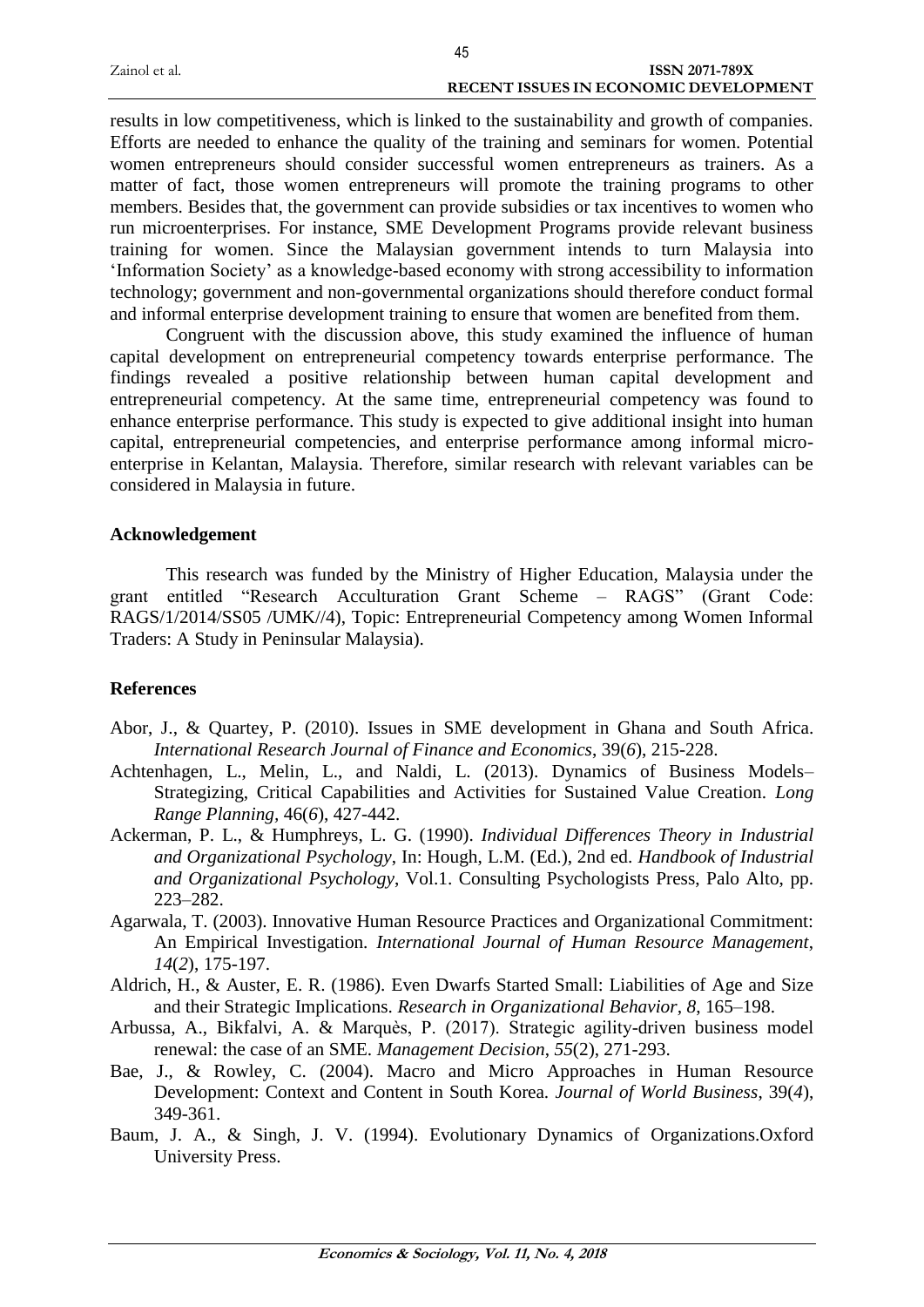results in low competitiveness, which is linked to the sustainability and growth of companies. Efforts are needed to enhance the quality of the training and seminars for women. Potential women entrepreneurs should consider successful women entrepreneurs as trainers. As a matter of fact, those women entrepreneurs will promote the training programs to other members. Besides that, the government can provide subsidies or tax incentives to women who run microenterprises. For instance, SME Development Programs provide relevant business training for women. Since the Malaysian government intends to turn Malaysia into 'Information Society' as a knowledge-based economy with strong accessibility to information technology; government and non-governmental organizations should therefore conduct formal and informal enterprise development training to ensure that women are benefited from them.

Congruent with the discussion above, this study examined the influence of human capital development on entrepreneurial competency towards enterprise performance. The findings revealed a positive relationship between human capital development and entrepreneurial competency. At the same time, entrepreneurial competency was found to enhance enterprise performance. This study is expected to give additional insight into human capital, entrepreneurial competencies, and enterprise performance among informal micro-enterprise in Kelantan, Malaysia. Therefore, similar research with relevant variables can be considered in Malaysia in future.

## Acknowledgement

This research was funded by the Ministry of Higher Education, Malaysia under the grant entitled "Research Acculturation Grant Scheme – RAGS" (Grant Code: RAGS/1/2014/SS05 /UMK//4), Topic: Entrepreneurial Competency among Women Informal Traders: A Study in Peninsular Malaysia).

## References

Abor, J., & Quartey, P. (2010). Issues in SME development in Ghana and South Africa. *International Research Journal of Finance and Economics*, 39(*6*), 215-228.

Achtenhagen, L., Melin, L., and Naldi, L. (2013). Dynamics of Business Models–Strategizing, Critical Capabilities and Activities for Sustained Value Creation. *Long Range Planning*, 46(*6*), 427-442.

Ackerman, P. L., & Humphreys, L. G. (1990). *Individual Differences Theory in Industrial and Organizational Psychology*, In: Hough, L.M. (Ed.), 2nd ed. *Handbook of Industrial and Organizational Psychology*, Vol.1. Consulting Psychologists Press, Palo Alto, pp. 223–282.

Agarwala, T. (2003). Innovative Human Resource Practices and Organizational Commitment: An Empirical Investigation. *International Journal of Human Resource Management*, *14*(*2*), 175-197.

Aldrich, H., & Auster, E. R. (1986). Even Dwarfs Started Small: Liabilities of Age and Size and their Strategic Implications. *Research in Organizational Behavior*, *8*, 165–198.

Arbussa, A., Bikfalvi, A. & Marquès, P. (2017). Strategic agility-driven business model renewal: the case of an SME. *Management Decision*, *55*(2), 271-293.

Bae, J., & Rowley, C. (2004). Macro and Micro Approaches in Human Resource Development: Context and Content in South Korea. *Journal of World Business*, 39(*4*), 349-361.

Baum, J. A., & Singh, J. V. (1994). Evolutionary Dynamics of Organizations.Oxford University Press.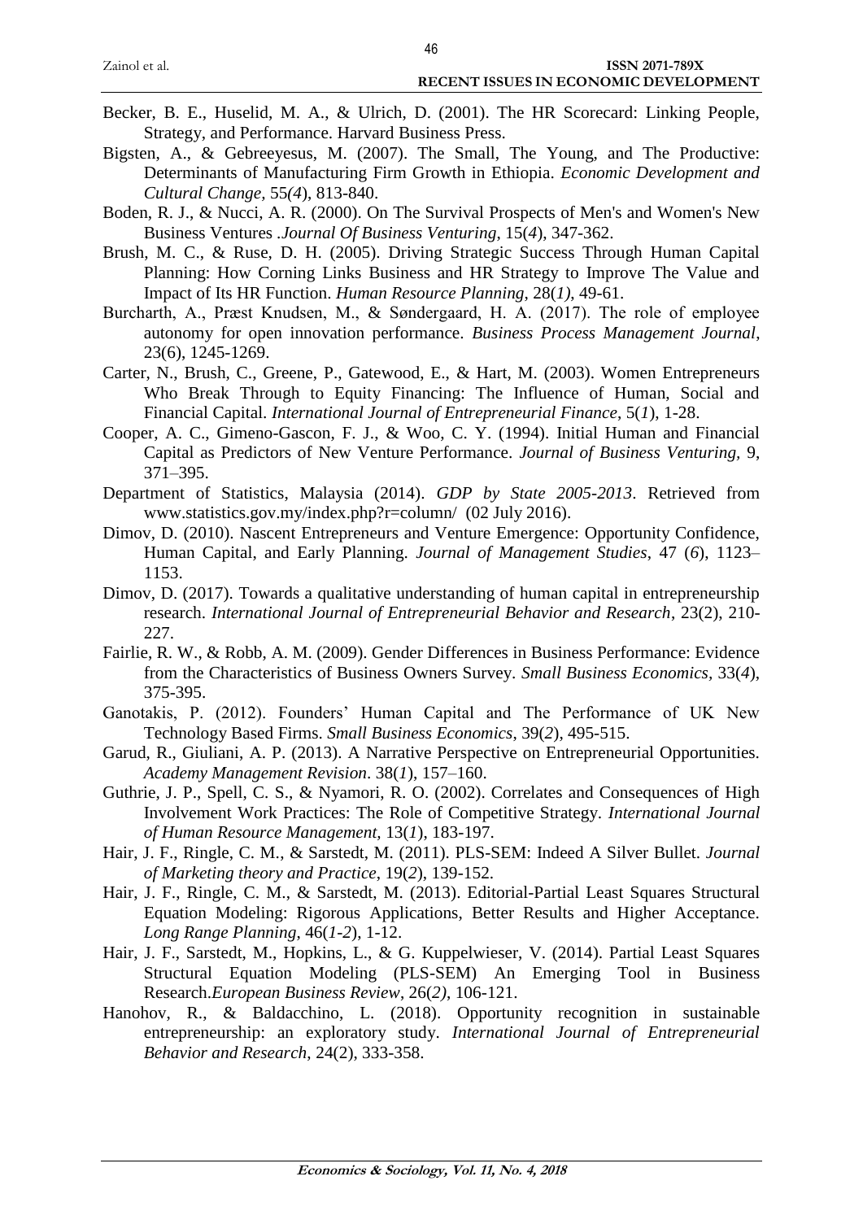Becker, B. E., Huselid, M. A., & Ulrich, D. (2001). The HR Scorecard: Linking People, Strategy, and Performance. Harvard Business Press.

Bigsten, A., & Gebreeyesus, M. (2007). The Small, The Young, and The Productive: Determinants of Manufacturing Firm Growth in Ethiopia. *Economic Development and Cultural Change,* 55*(4*), 813-840.

Boden, R. J., & Nucci, A. R. (2000). On The Survival Prospects of Men's and Women's New Business Ventures .*Journal Of Business Venturing*, 15(*4*), 347-362.

Brush, M. C., & Ruse, D. H. (2005). Driving Strategic Success Through Human Capital Planning: How Corning Links Business and HR Strategy to Improve The Value and Impact of Its HR Function. *Human Resource Planning*, 28(*1)*, 49-61.

Burcharth, A., Præst Knudsen, M., & Søndergaard, H. A. (2017). The role of employee autonomy for open innovation performance. *Business Process Management Journal*, 23(6), 1245-1269.

Carter, N., Brush, C., Greene, P., Gatewood, E., & Hart, M. (2003). Women Entrepreneurs Who Break Through to Equity Financing: The Influence of Human, Social and Financial Capital. *International Journal of Entrepreneurial Finance*, 5(*1*), 1-28.

Cooper, A. C., Gimeno-Gascon, F. J., & Woo, C. Y. (1994). Initial Human and Financial Capital as Predictors of New Venture Performance. *Journal of Business Venturing,* 9, 371–395.

Department of Statistics, Malaysia (2014). *GDP by State 2005-2013*. Retrieved from www.statistics.gov.my/index.php?r=column/ (02 July 2016).

Dimov, D. (2010). Nascent Entrepreneurs and Venture Emergence: Opportunity Confidence, Human Capital, and Early Planning. *Journal of Management Studies*, 47 (*6*), 1123–1153.

Dimov, D. (2017). Towards a qualitative understanding of human capital in entrepreneurship research. *International Journal of Entrepreneurial Behavior and Research*, 23(2), 210-227.

Fairlie, R. W., & Robb, A. M. (2009). Gender Differences in Business Performance: Evidence from the Characteristics of Business Owners Survey. *Small Business Economics*, 33(*4*), 375-395.

Ganotakis, P. (2012). Founders' Human Capital and The Performance of UK New Technology Based Firms. *Small Business Economics*, 39(*2*), 495-515.

Garud, R., Giuliani, A. P. (2013). A Narrative Perspective on Entrepreneurial Opportunities. *Academy Management Revision*. 38(*1*), 157–160.

Guthrie, J. P., Spell, C. S., & Nyamori, R. O. (2002). Correlates and Consequences of High Involvement Work Practices: The Role of Competitive Strategy. *International Journal of Human Resource Management,* 13(*1*), 183-197.

Hair, J. F., Ringle, C. M., & Sarstedt, M. (2011). PLS-SEM: Indeed A Silver Bullet. *Journal of Marketing theory and Practice*, 19(*2*), 139-152.

Hair, J. F., Ringle, C. M., & Sarstedt, M. (2013). Editorial-Partial Least Squares Structural Equation Modeling: Rigorous Applications, Better Results and Higher Acceptance. *Long Range Planning*, 46(*1-2*), 1-12.

Hair, J. F., Sarstedt, M., Hopkins, L., & G. Kuppelwieser, V. (2014). Partial Least Squares Structural Equation Modeling (PLS-SEM) An Emerging Tool in Business Research.*European Business Review*, 26(*2)*, 106-121.

Hanohov, R., & Baldacchino, L. (2018). Opportunity recognition in sustainable entrepreneurship: an exploratory study. *International Journal of Entrepreneurial Behavior and Research*, 24(2), 333-358.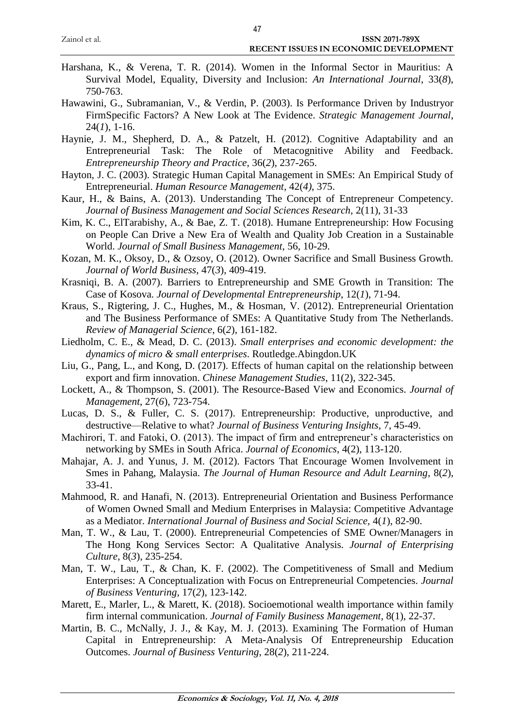Harshana, K., & Verena, T. R. (2014). Women in the Informal Sector in Mauritius: A Survival Model, Equality, Diversity and Inclusion: *An International Journal*, 33(*8*), 750-763.

Hawawini, G., Subramanian, V., & Verdin, P. (2003). Is Performance Driven by Industryor FirmSpecific Factors? A New Look at The Evidence. *Strategic Management Journal*, 24(*1*), 1-16.

Haynie, J. M., Shepherd, D. A., & Patzelt, H. (2012). Cognitive Adaptability and an Entrepreneurial Task: The Role of Metacognitive Ability and Feedback. *Entrepreneurship Theory and Practice*, 36(*2*), 237-265.

Hayton, J. C. (2003). Strategic Human Capital Management in SMEs: An Empirical Study of Entrepreneurial. *Human Resource Management*, 42(*4)*, 375.

Kaur, H., & Bains, A. (2013). Understanding The Concept of Entrepreneur Competency. *Journal of Business Management and Social Sciences Research*, 2(11), 31-33

Kim, K. C., ElTarabishy, A., & Bae, Z. T. (2018). Humane Entrepreneurship: How Focusing on People Can Drive a New Era of Wealth and Quality Job Creation in a Sustainable World. *Journal of Small Business Management*, 56, 10-29.

Kozan, M. K., Oksoy, D., & Ozsoy, O. (2012). Owner Sacrifice and Small Business Growth. *Journal of World Business*, 47(*3*), 409-419.

Krasniqi, B. A. (2007). Barriers to Entrepreneurship and SME Growth in Transition: The Case of Kosova. *Journal of Developmental Entrepreneurship*, 12(*1*), 71-94.

Kraus, S., Rigtering, J. C., Hughes, M., & Hosman, V. (2012). Entrepreneurial Orientation and The Business Performance of SMEs: A Quantitative Study from The Netherlands. *Review of Managerial Science*, 6(*2*), 161-182.

Liedholm, C. E., & Mead, D. C. (2013). *Small enterprises and economic development: the dynamics of micro & small enterprises*. Routledge.Abingdon.UK

Liu, G., Pang, L., and Kong, D. (2017). Effects of human capital on the relationship between export and firm innovation. *Chinese Management Studies*, 11(2), 322-345.

Lockett, A., & Thompson, S. (2001). The Resource-Based View and Economics. *Journal of Management*, 27(*6*), 723-754.

Lucas, D. S., & Fuller, C. S. (2017). Entrepreneurship: Productive, unproductive, and destructive—Relative to what? *Journal of Business Venturing Insights*, 7, 45-49.

Machirori, T. and Fatoki, O. (2013). The impact of firm and entrepreneur's characteristics on networking by SMEs in South Africa. *Journal of Economics*, 4(2), 113-120.

Mahajar, A. J. and Yunus, J. M. (2012). Factors That Encourage Women Involvement in Smes in Pahang, Malaysia. *The Journal of Human Resource and Adult Learning*, 8(*2*), 33-41.

Mahmood, R. and Hanafi, N. (2013). Entrepreneurial Orientation and Business Performance of Women Owned Small and Medium Enterprises in Malaysia: Competitive Advantage as a Mediator. *International Journal of Business and Social Science*, 4(*1*), 82-90.

Man, T. W., & Lau, T. (2000). Entrepreneurial Competencies of SME Owner/Managers in The Hong Kong Services Sector: A Qualitative Analysis. *Journal of Enterprising Culture*, 8(*3*), 235-254.

Man, T. W., Lau, T., & Chan, K. F. (2002). The Competitiveness of Small and Medium Enterprises: A Conceptualization with Focus on Entrepreneurial Competencies. *Journal of Business Venturing*, 17(*2*), 123-142.

Marett, E., Marler, L., & Marett, K. (2018). Socioemotional wealth importance within family firm internal communication. *Journal of Family Business Management*, 8(1), 22-37.

Martin, B. C., McNally, J. J., & Kay, M. J. (2013). Examining The Formation of Human Capital in Entrepreneurship: A Meta-Analysis Of Entrepreneurship Education Outcomes. *Journal of Business Venturing*, 28(*2*), 211-224.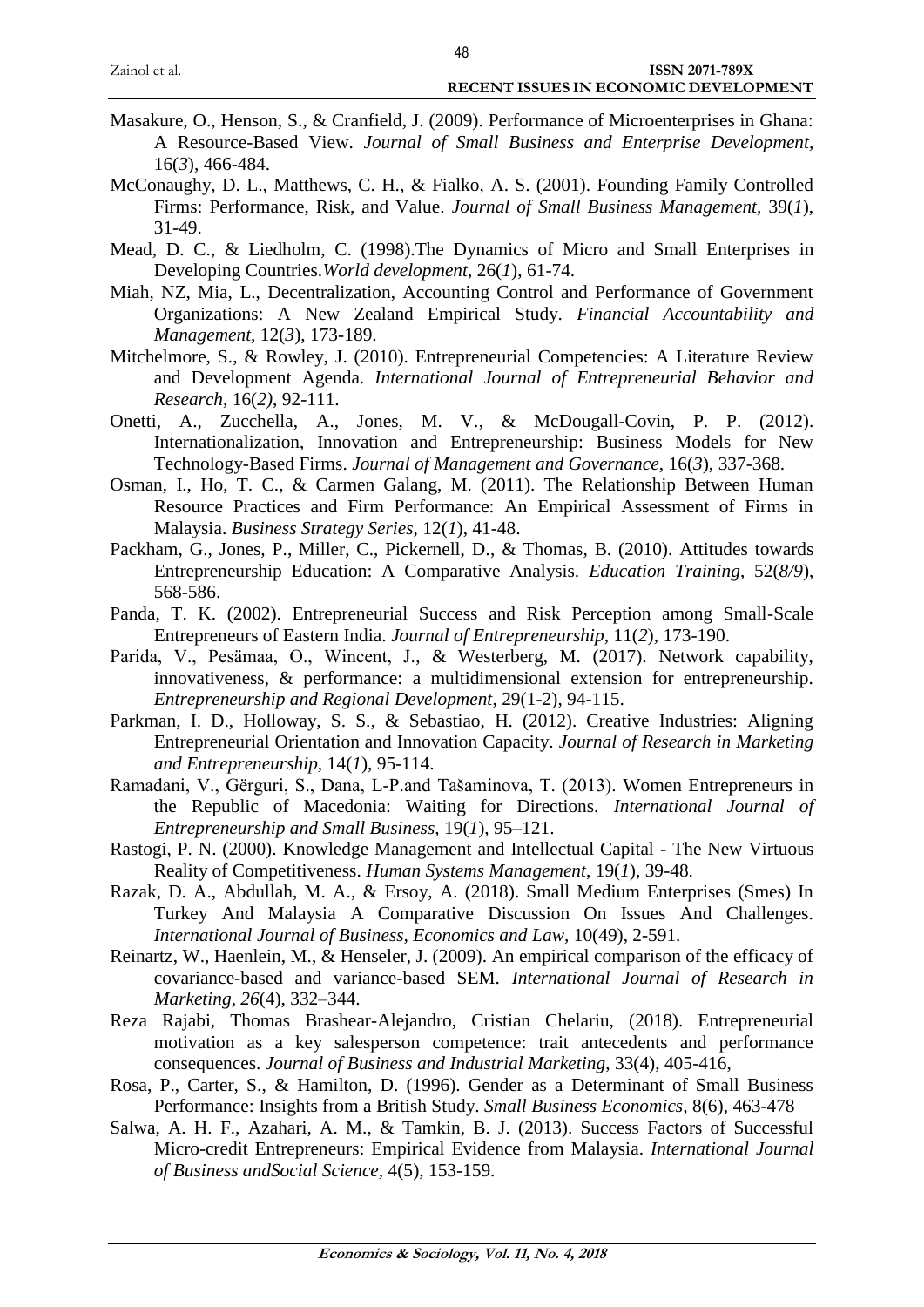Masakure, O., Henson, S., & Cranfield, J. (2009). Performance of Microenterprises in Ghana: A Resource-Based View. *Journal of Small Business and Enterprise Development*, 16(*3*), 466-484.

McConaughy, D. L., Matthews, C. H., & Fialko, A. S. (2001). Founding Family Controlled Firms: Performance, Risk, and Value. *Journal of Small Business Management*, 39(*1*), 31-49.

Mead, D. C., & Liedholm, C. (1998).The Dynamics of Micro and Small Enterprises in Developing Countries.*World development*, 26(*1*), 61-74.

Miah, NZ, Mia, L., Decentralization, Accounting Control and Performance of Government Organizations: A New Zealand Empirical Study. *Financial Accountability and Management*, 12(*3*), 173-189.

Mitchelmore, S., & Rowley, J. (2010). Entrepreneurial Competencies: A Literature Review and Development Agenda. *International Journal of Entrepreneurial Behavior and Research,* 16(*2)*, 92-111.

Onetti, A., Zucchella, A., Jones, M. V., & McDougall-Covin, P. P. (2012). Internationalization, Innovation and Entrepreneurship: Business Models for New Technology-Based Firms. *Journal of Management and Governance*, 16(*3*), 337-368.

Osman, I., Ho, T. C., & Carmen Galang, M. (2011). The Relationship Between Human Resource Practices and Firm Performance: An Empirical Assessment of Firms in Malaysia. *Business Strategy Series*, 12(*1*), 41-48.

Packham, G., Jones, P., Miller, C., Pickernell, D., & Thomas, B. (2010). Attitudes towards Entrepreneurship Education: A Comparative Analysis. *Education Training*, 52(*8/9*), 568-586.

Panda, T. K. (2002). Entrepreneurial Success and Risk Perception among Small-Scale Entrepreneurs of Eastern India. *Journal of Entrepreneurship*, 11(*2*), 173-190.

Parida, V., Pesämaa, O., Wincent, J., & Westerberg, M. (2017). Network capability, innovativeness, & performance: a multidimensional extension for entrepreneurship. *Entrepreneurship and Regional Development*, 29(1-2), 94-115.

Parkman, I. D., Holloway, S. S., & Sebastiao, H. (2012). Creative Industries: Aligning Entrepreneurial Orientation and Innovation Capacity. *Journal of Research in Marketing and Entrepreneurship,* 14(*1*), 95-114.

Ramadani, V., Gërguri, S., Dana, L-P.and Tašaminova, T. (2013). Women Entrepreneurs in the Republic of Macedonia: Waiting for Directions. *International Journal of Entrepreneurship and Small Business,* 19(*1*), 95–121.

Rastogi, P. N. (2000). Knowledge Management and Intellectual Capital - The New Virtuous Reality of Competitiveness. *Human Systems Management*, 19(*1*), 39-48.

Razak, D. A., Abdullah, M. A., & Ersoy, A. (2018). Small Medium Enterprises (Smes) In Turkey And Malaysia A Comparative Discussion On Issues And Challenges. *International Journal of Business, Economics and Law,* 10(49), 2-591.

Reinartz, W., Haenlein, M., & Henseler, J. (2009). An empirical comparison of the efficacy of covariance-based and variance-based SEM. *International Journal of Research in Marketing*, *26*(4), 332–344.

Reza Rajabi, Thomas Brashear-Alejandro, Cristian Chelariu, (2018). Entrepreneurial motivation as a key salesperson competence: trait antecedents and performance consequences. *Journal of Business and Industrial Marketing*, 33(4), 405-416,

Rosa, P., Carter, S., & Hamilton, D. (1996). Gender as a Determinant of Small Business Performance: Insights from a British Study. *Small Business Economics,* 8(6), 463-478

Salwa, A. H. F., Azahari, A. M., & Tamkin, B. J. (2013). Success Factors of Successful Micro-credit Entrepreneurs: Empirical Evidence from Malaysia. *International Journal of Business andSocial Science*, 4(5), 153-159.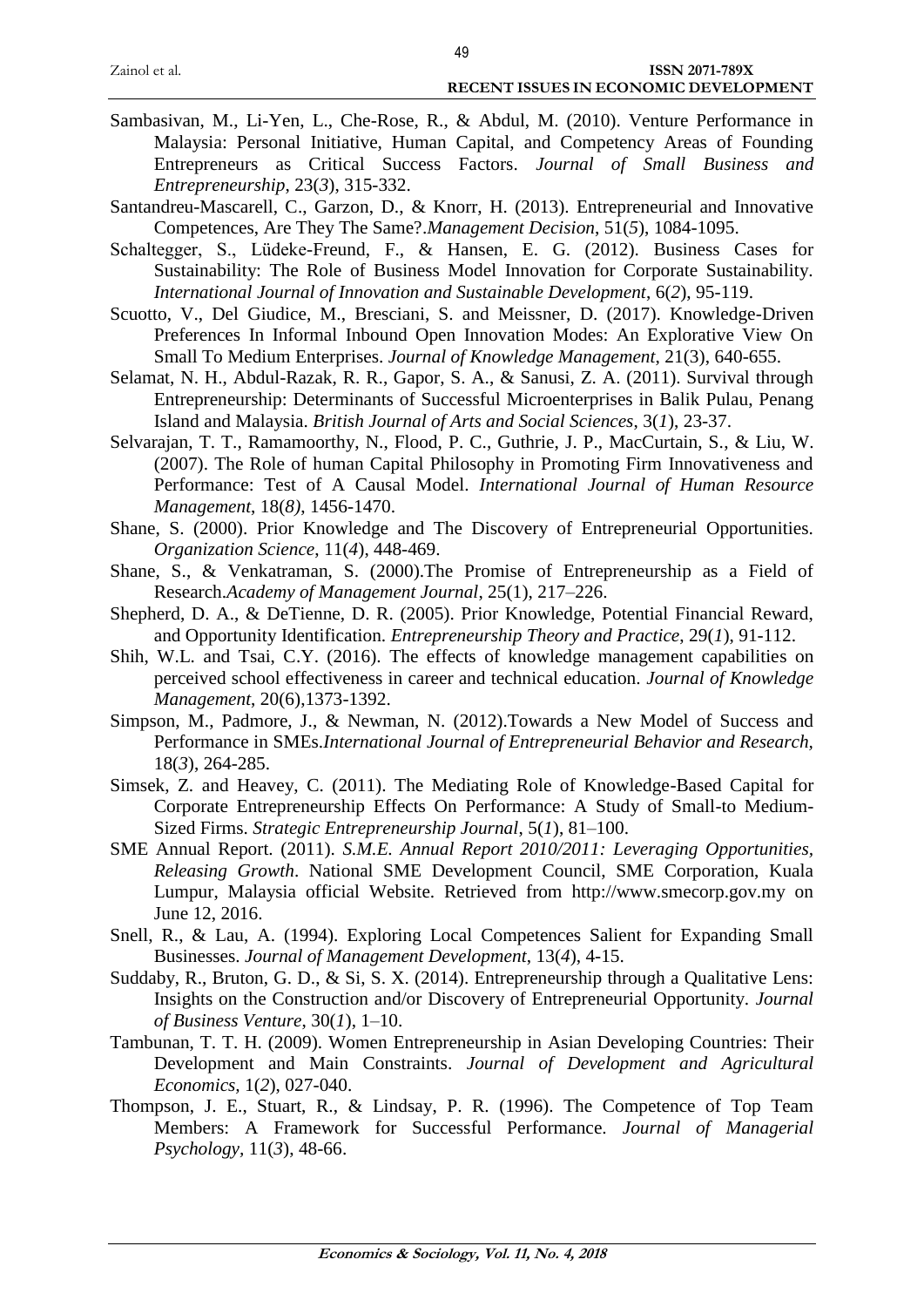Sambasivan, M., Li-Yen, L., Che-Rose, R., & Abdul, M. (2010). Venture Performance in Malaysia: Personal Initiative, Human Capital, and Competency Areas of Founding Entrepreneurs as Critical Success Factors. *Journal of Small Business and Entrepreneurship*, 23(*3*), 315-332.

Santandreu-Mascarell, C., Garzon, D., & Knorr, H. (2013). Entrepreneurial and Innovative Competences, Are They The Same?.*Management Decision*, 51(*5*), 1084-1095.

Schaltegger, S., Lüdeke-Freund, F., & Hansen, E. G. (2012). Business Cases for Sustainability: The Role of Business Model Innovation for Corporate Sustainability. *International Journal of Innovation and Sustainable Development*, 6(*2*), 95-119.

Scuotto, V., Del Giudice, M., Bresciani, S. and Meissner, D. (2017). Knowledge-Driven Preferences In Informal Inbound Open Innovation Modes: An Explorative View On Small To Medium Enterprises. *Journal of Knowledge Management*, 21(3), 640-655.

Selamat, N. H., Abdul-Razak, R. R., Gapor, S. A., & Sanusi, Z. A. (2011). Survival through Entrepreneurship: Determinants of Successful Microenterprises in Balik Pulau, Penang Island and Malaysia. *British Journal of Arts and Social Sciences*, 3(*1*), 23-37.

Selvarajan, T. T., Ramamoorthy, N., Flood, P. C., Guthrie, J. P., MacCurtain, S., & Liu, W. (2007). The Role of human Capital Philosophy in Promoting Firm Innovativeness and Performance: Test of A Causal Model. *International Journal of Human Resource Management*, 18(*8)*, 1456-1470.

Shane, S. (2000). Prior Knowledge and The Discovery of Entrepreneurial Opportunities. *Organization Science*, 11(*4*), 448-469.

Shane, S., & Venkatraman, S. (2000).The Promise of Entrepreneurship as a Field of Research.*Academy of Management Journal*, 25(1), 217–226.

Shepherd, D. A., & DeTienne, D. R. (2005). Prior Knowledge, Potential Financial Reward, and Opportunity Identification. *Entrepreneurship Theory and Practice*, 29(*1*), 91-112.

Shih, W.L. and Tsai, C.Y. (2016). The effects of knowledge management capabilities on perceived school effectiveness in career and technical education. *Journal of Knowledge Management*, 20(6),1373-1392.

Simpson, M., Padmore, J., & Newman, N. (2012).Towards a New Model of Success and Performance in SMEs.*International Journal of Entrepreneurial Behavior and Research,* 18(*3*), 264-285.

Simsek, Z. and Heavey, C. (2011). The Mediating Role of Knowledge-Based Capital for Corporate Entrepreneurship Effects On Performance: A Study of Small-to Medium-Sized Firms. *Strategic Entrepreneurship Journal*, 5(*1*), 81–100.

SME Annual Report. (2011). *S.M.E. Annual Report 2010/2011: Leveraging Opportunities, Releasing Growth*. National SME Development Council, SME Corporation, Kuala Lumpur, Malaysia official Website. Retrieved from http://www.smecorp.gov.my on June 12, 2016.

Snell, R., & Lau, A. (1994). Exploring Local Competences Salient for Expanding Small Businesses. *Journal of Management Development*, 13(*4*), 4-15.

Suddaby, R., Bruton, G. D., & Si, S. X. (2014). Entrepreneurship through a Qualitative Lens: Insights on the Construction and/or Discovery of Entrepreneurial Opportunity. *Journal of Business Venture*, 30(*1*), 1–10.

Tambunan, T. T. H. (2009). Women Entrepreneurship in Asian Developing Countries: Their Development and Main Constraints. *Journal of Development and Agricultural Economics,* 1(*2*), 027-040.

Thompson, J. E., Stuart, R., & Lindsay, P. R. (1996). The Competence of Top Team Members: A Framework for Successful Performance. *Journal of Managerial Psychology,* 11(*3*), 48-66.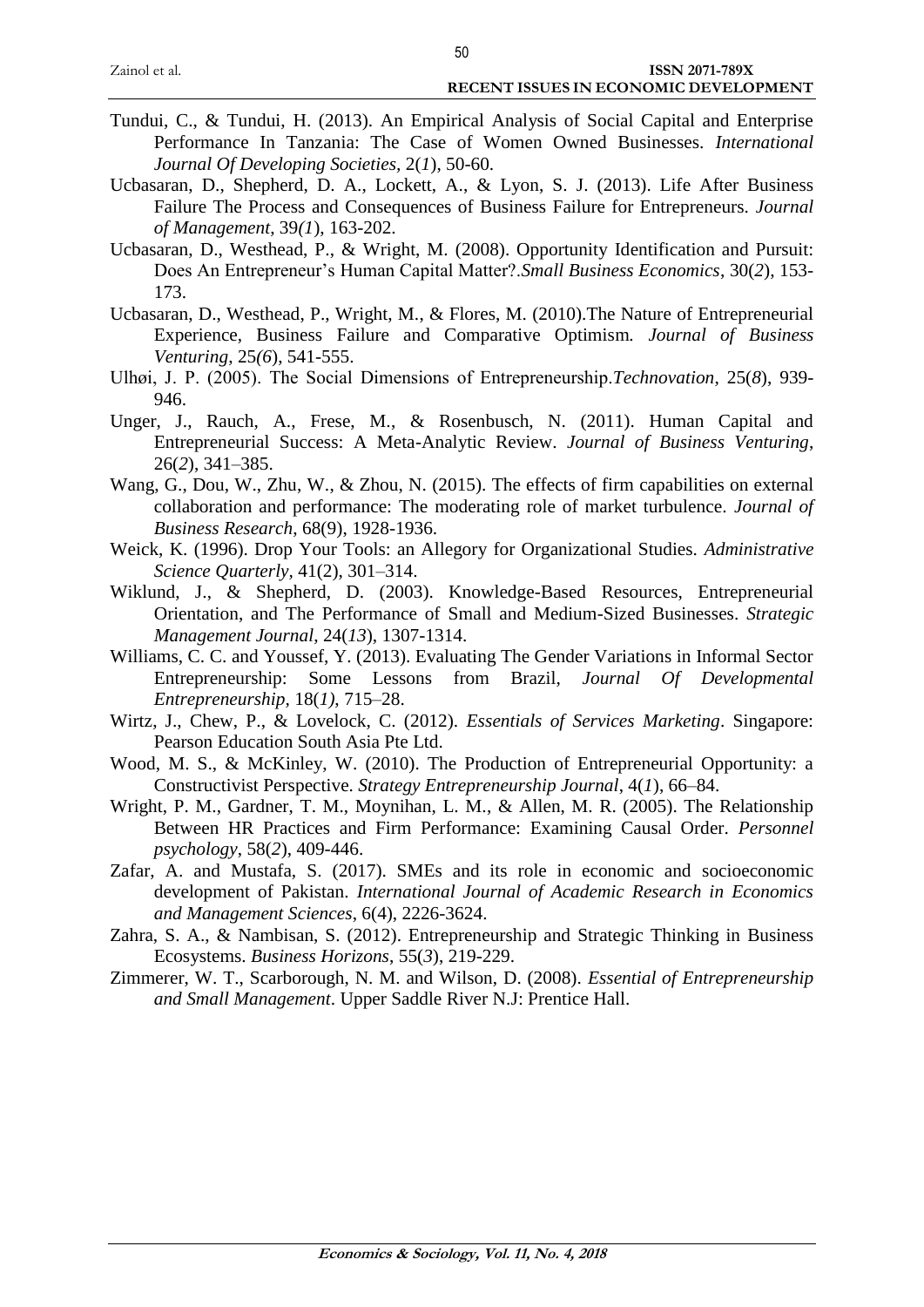Tundui, C., & Tundui, H. (2013). An Empirical Analysis of Social Capital and Enterprise Performance In Tanzania: The Case of Women Owned Businesses. *International Journal Of Developing Societies*, 2(*1*), 50-60.

Ucbasaran, D., Shepherd, D. A., Lockett, A., & Lyon, S. J. (2013). Life After Business Failure The Process and Consequences of Business Failure for Entrepreneurs. *Journal of Management*, 39*(1*), 163-202.

Ucbasaran, D., Westhead, P., & Wright, M. (2008). Opportunity Identification and Pursuit: Does An Entrepreneur's Human Capital Matter?.*Small Business Economics*, 30(*2*), 153-173.

Ucbasaran, D., Westhead, P., Wright, M., & Flores, M. (2010).The Nature of Entrepreneurial Experience, Business Failure and Comparative Optimism. *Journal of Business Venturing*, 25*(6*), 541-555.

Ulhøi, J. P. (2005). The Social Dimensions of Entrepreneurship.*Technovation*, 25(*8*), 939-946.

Unger, J., Rauch, A., Frese, M., & Rosenbusch, N. (2011). Human Capital and Entrepreneurial Success: A Meta-Analytic Review. *Journal of Business Venturing*, 26(*2*), 341–385.

Wang, G., Dou, W., Zhu, W., & Zhou, N. (2015). The effects of firm capabilities on external collaboration and performance: The moderating role of market turbulence. *Journal of Business Research*, 68(9), 1928-1936.

Weick, K. (1996). Drop Your Tools: an Allegory for Organizational Studies. *Administrative Science Quarterly*, 41(2), 301–314.

Wiklund, J., & Shepherd, D. (2003). Knowledge-Based Resources, Entrepreneurial Orientation, and The Performance of Small and Medium-Sized Businesses. *Strategic Management Journal*, 24(*13*), 1307-1314.

Williams, C. C. and Youssef, Y. (2013). Evaluating The Gender Variations in Informal Sector Entrepreneurship: Some Lessons from Brazil, *Journal Of Developmental Entrepreneurship*, 18(*1)*, 715–28.

Wirtz, J., Chew, P., & Lovelock, C. (2012). *Essentials of Services Marketing*. Singapore: Pearson Education South Asia Pte Ltd.

Wood, M. S., & McKinley, W. (2010). The Production of Entrepreneurial Opportunity: a Constructivist Perspective. *Strategy Entrepreneurship Journal*, 4(*1*), 66–84.

Wright, P. M., Gardner, T. M., Moynihan, L. M., & Allen, M. R. (2005). The Relationship Between HR Practices and Firm Performance: Examining Causal Order. *Personnel psychology*, 58(*2*), 409-446.

Zafar, A. and Mustafa, S. (2017). SMEs and its role in economic and socioeconomic development of Pakistan. *International Journal of Academic Research in Economics and Management Sciences*, 6(4), 2226-3624.

Zahra, S. A., & Nambisan, S. (2012). Entrepreneurship and Strategic Thinking in Business Ecosystems. *Business Horizons*, 55(*3*), 219-229.

Zimmerer, W. T., Scarborough, N. M. and Wilson, D. (2008). *Essential of Entrepreneurship and Small Management*. Upper Saddle River N.J: Prentice Hall.